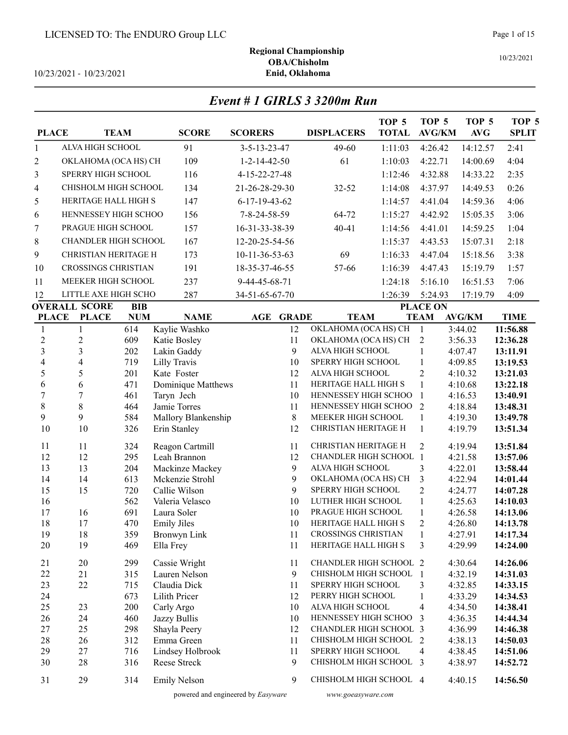LICENSED TO: The ENDURO Group LLC

10/23/2021 - 10/23/2021

**Regional Championship**
**OBA/Chisholm**
**Enid, Oklahoma**

10/23/2021

## *Event # 1 GIRLS 3 3200m Run*

| PLACE | TEAM | SCORE | SCORERS | DISPLACERS | TOP 5 TOTAL | TOP 5 AVG/KM | TOP 5 AVG | TOP 5 SPLIT |
|---|---|---|---|---|---|---|---|---|
| 1 | ALVA HIGH SCHOOL | 91 | 3-5-13-23-47 | 49-60 | 1:11:03 | 4:26.42 | 14:12.57 | 2:41 |
| 2 | OKLAHOMA (OCA HS) CH | 109 | 1-2-14-42-50 | 61 | 1:10:03 | 4:22.71 | 14:00.69 | 4:04 |
| 3 | SPERRY HIGH SCHOOL | 116 | 4-15-22-27-48 | | 1:12:46 | 4:32.88 | 14:33.22 | 2:35 |
| 4 | CHISHOLM HIGH SCHOOL | 134 | 21-26-28-29-30 | 32-52 | 1:14:08 | 4:37.97 | 14:49.53 | 0:26 |
| 5 | HERITAGE HALL HIGH S | 147 | 6-17-19-43-62 | | 1:14:57 | 4:41.04 | 14:59.36 | 4:06 |
| 6 | HENNESSEY HIGH SCHOO | 156 | 7-8-24-58-59 | 64-72 | 1:15:27 | 4:42.92 | 15:05.35 | 3:06 |
| 7 | PRAGUE HIGH SCHOOL | 157 | 16-31-33-38-39 | 40-41 | 1:14:56 | 4:41.01 | 14:59.25 | 1:04 |
| 8 | CHANDLER HIGH SCHOOL | 167 | 12-20-25-54-56 | | 1:15:37 | 4:43.53 | 15:07.31 | 2:18 |
| 9 | CHRISTIAN HERITAGE H | 173 | 10-11-36-53-63 | 69 | 1:16:33 | 4:47.04 | 15:18.56 | 3:38 |
| 10 | CROSSINGS CHRISTIAN | 191 | 18-35-37-46-55 | 57-66 | 1:16:39 | 4:47.43 | 15:19.79 | 1:57 |
| 11 | MEEKER HIGH SCHOOL | 237 | 9-44-45-68-71 | | 1:24:18 | 5:16.10 | 16:51.53 | 7:06 |
| 12 | LITTLE AXE HIGH SCHO | 287 | 34-51-65-67-70 | | 1:26:39 | 5:24.93 | 17:19.79 | 4:09 |

| OVERALL PLACE | SCORE PLACE | BIB NUM | NAME | AGE | GRADE | TEAM | PLACE ON TEAM | AVG/KM | TIME |
|---|---|---|---|---|---|---|---|---|---|
| 1 | 1 | 614 | Kaylie Washko | | 12 | OKLAHOMA (OCA HS) CH | 1 | 3:44.02 | **11:56.88** |
| 2 | 2 | 609 | Katie Bosley | | 11 | OKLAHOMA (OCA HS) CH | 2 | 3:56.33 | **12:36.28** |
| 3 | 3 | 202 | Lakin Gaddy | | 9 | ALVA HIGH SCHOOL | 1 | 4:07.47 | **13:11.91** |
| 4 | 4 | 719 | Lilly Travis | | 10 | SPERRY HIGH SCHOOL | 1 | 4:09.85 | **13:19.53** |
| 5 | 5 | 201 | Kate Foster | | 12 | ALVA HIGH SCHOOL | 2 | 4:10.32 | **13:21.03** |
| 6 | 6 | 471 | Dominique Matthews | | 11 | HERITAGE HALL HIGH S | 1 | 4:10.68 | **13:22.18** |
| 7 | 7 | 461 | Taryn Jech | | 10 | HENNESSEY HIGH SCHOO | 1 | 4:16.53 | **13:40.91** |
| 8 | 8 | 464 | Jamie Torres | | 11 | HENNESSEY HIGH SCHOO | 2 | 4:18.84 | **13:48.31** |
| 9 | 9 | 584 | Mallory Blankenship | | 8 | MEEKER HIGH SCHOOL | 1 | 4:19.30 | **13:49.78** |
| 10 | 10 | 326 | Erin Stanley | | 12 | CHRISTIAN HERITAGE H | 1 | 4:19.79 | **13:51.34** |
| 11 | 11 | 324 | Reagon Cartmill | | 11 | CHRISTIAN HERITAGE H | 2 | 4:19.94 | **13:51.84** |
| 12 | 12 | 295 | Leah Brannon | | 12 | CHANDLER HIGH SCHOOL | 1 | 4:21.58 | **13:57.06** |
| 13 | 13 | 204 | Mackinze Mackey | | 9 | ALVA HIGH SCHOOL | 3 | 4:22.01 | **13:58.44** |
| 14 | 14 | 613 | Mckenzie Strohl | | 9 | OKLAHOMA (OCA HS) CH | 3 | 4:22.94 | **14:01.44** |
| 15 | 15 | 720 | Callie Wilson | | 9 | SPERRY HIGH SCHOOL | 2 | 4:24.77 | **14:07.28** |
| 16 | | 562 | Valeria Velasco | | 10 | LUTHER HIGH SCHOOL | 1 | 4:25.63 | **14:10.03** |
| 17 | 16 | 691 | Laura Soler | | 10 | PRAGUE HIGH SCHOOL | 1 | 4:26.58 | **14:13.06** |
| 18 | 17 | 470 | Emily Jiles | | 10 | HERITAGE HALL HIGH S | 2 | 4:26.80 | **14:13.78** |
| 19 | 18 | 359 | Bronwyn Link | | 11 | CROSSINGS CHRISTIAN | 1 | 4:27.91 | **14:17.34** |
| 20 | 19 | 469 | Ella Frey | | 11 | HERITAGE HALL HIGH S | 3 | 4:29.99 | **14:24.00** |
| 21 | 20 | 299 | Cassie Wright | | 11 | CHANDLER HIGH SCHOOL | 2 | 4:30.64 | **14:26.06** |
| 22 | 21 | 315 | Lauren Nelson | | 9 | CHISHOLM HIGH SCHOOL | 1 | 4:32.19 | **14:31.03** |
| 23 | 22 | 715 | Claudia Dick | | 11 | SPERRY HIGH SCHOOL | 3 | 4:32.85 | **14:33.15** |
| 24 | | 673 | Lilith Pricer | | 12 | PERRY HIGH SCHOOL | 1 | 4:33.29 | **14:34.53** |
| 25 | 23 | 200 | Carly Argo | | 10 | ALVA HIGH SCHOOL | 4 | 4:34.50 | **14:38.41** |
| 26 | 24 | 460 | Jazzy Bullis | | 10 | HENNESSEY HIGH SCHOO | 3 | 4:36.35 | **14:44.34** |
| 27 | 25 | 298 | Shayla Peery | | 12 | CHANDLER HIGH SCHOOL | 3 | 4:36.99 | **14:46.38** |
| 28 | 26 | 312 | Emma Green | | 11 | CHISHOLM HIGH SCHOOL | 2 | 4:38.13 | **14:50.03** |
| 29 | 27 | 716 | Lindsey Holbrook | | 11 | SPERRY HIGH SCHOOL | 4 | 4:38.45 | **14:51.06** |
| 30 | 28 | 316 | Reese Streck | | 9 | CHISHOLM HIGH SCHOOL | 3 | 4:38.97 | **14:52.72** |
| 31 | 29 | 314 | Emily Nelson | | 9 | CHISHOLM HIGH SCHOOL | 4 | 4:40.15 | **14:56.50** |

powered and engineered by *Easyware* www.goeasyware.com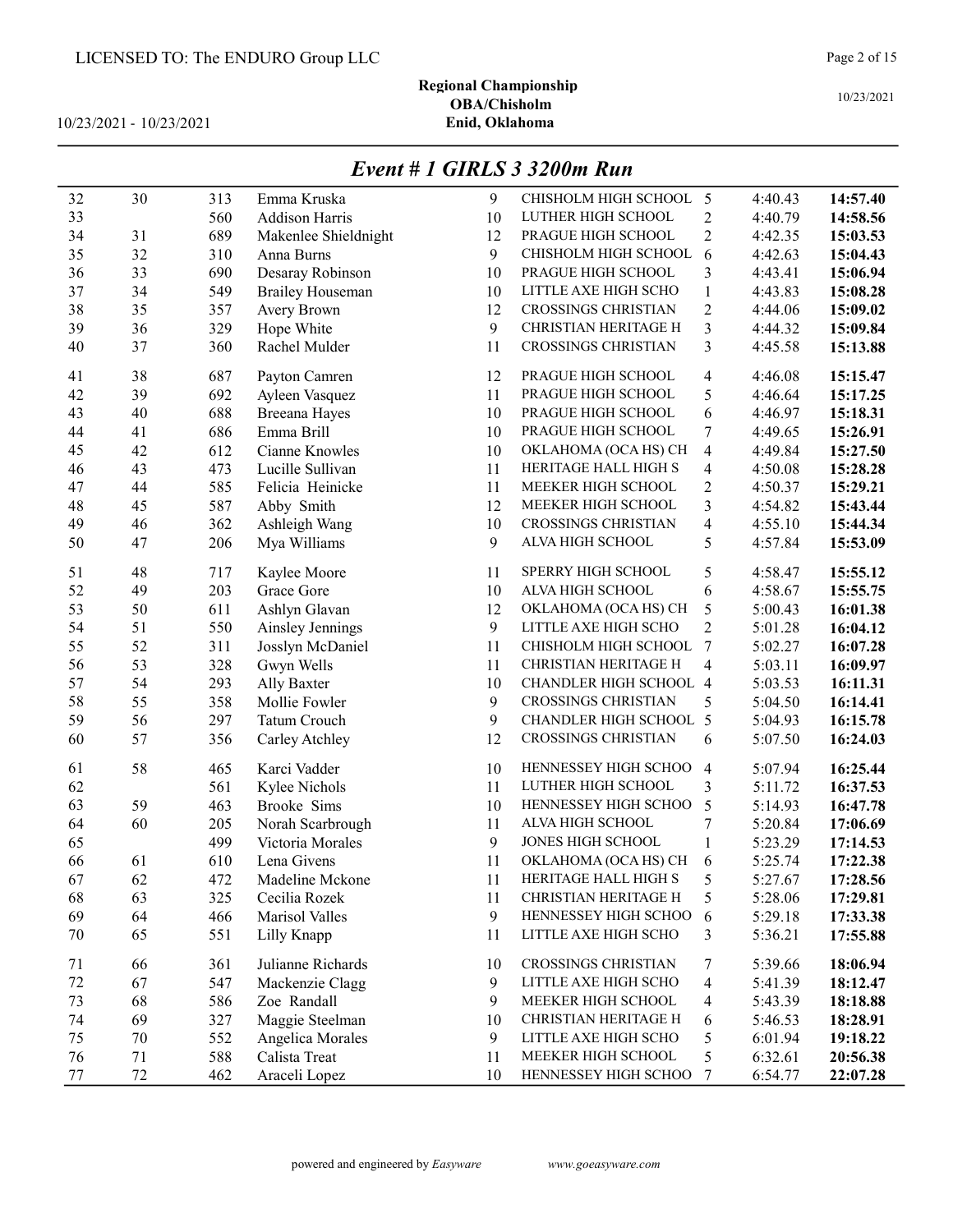LICENSED TO: The ENDURO Group LLC

**Regional Championship**
**OBA/Chisholm**
**Enid, Oklahoma**

10/23/2021 - 10/23/2021

10/23/2021

## *Event # 1 GIRLS 3 3200m Run*

| | | | | | | | | |
|---|---|---|---|---|---|---|---|---|
| 32 | 30 | 313 | Emma Kruska | 9 | CHISHOLM HIGH SCHOOL | 5 | 4:40.43 | **14:57.40** |
| 33 | | 560 | Addison Harris | 10 | LUTHER HIGH SCHOOL | 2 | 4:40.79 | **14:58.56** |
| 34 | 31 | 689 | Makenlee Shieldnight | 12 | PRAGUE HIGH SCHOOL | 2 | 4:42.35 | **15:03.53** |
| 35 | 32 | 310 | Anna Burns | 9 | CHISHOLM HIGH SCHOOL | 6 | 4:42.63 | **15:04.43** |
| 36 | 33 | 690 | Desaray Robinson | 10 | PRAGUE HIGH SCHOOL | 3 | 4:43.41 | **15:06.94** |
| 37 | 34 | 549 | Brailey Houseman | 10 | LITTLE AXE HIGH SCHO | 1 | 4:43.83 | **15:08.28** |
| 38 | 35 | 357 | Avery Brown | 12 | CROSSINGS CHRISTIAN | 2 | 4:44.06 | **15:09.02** |
| 39 | 36 | 329 | Hope White | 9 | CHRISTIAN HERITAGE H | 3 | 4:44.32 | **15:09.84** |
| 40 | 37 | 360 | Rachel Mulder | 11 | CROSSINGS CHRISTIAN | 3 | 4:45.58 | **15:13.88** |
| 41 | 38 | 687 | Payton Camren | 12 | PRAGUE HIGH SCHOOL | 4 | 4:46.08 | **15:15.47** |
| 42 | 39 | 692 | Ayleen Vasquez | 11 | PRAGUE HIGH SCHOOL | 5 | 4:46.64 | **15:17.25** |
| 43 | 40 | 688 | Breeana Hayes | 10 | PRAGUE HIGH SCHOOL | 6 | 4:46.97 | **15:18.31** |
| 44 | 41 | 686 | Emma Brill | 10 | PRAGUE HIGH SCHOOL | 7 | 4:49.65 | **15:26.91** |
| 45 | 42 | 612 | Cianne Knowles | 10 | OKLAHOMA (OCA HS) CH | 4 | 4:49.84 | **15:27.50** |
| 46 | 43 | 473 | Lucille Sullivan | 11 | HERITAGE HALL HIGH S | 4 | 4:50.08 | **15:28.28** |
| 47 | 44 | 585 | Felicia Heinicke | 11 | MEEKER HIGH SCHOOL | 2 | 4:50.37 | **15:29.21** |
| 48 | 45 | 587 | Abby Smith | 12 | MEEKER HIGH SCHOOL | 3 | 4:54.82 | **15:43.44** |
| 49 | 46 | 362 | Ashleigh Wang | 10 | CROSSINGS CHRISTIAN | 4 | 4:55.10 | **15:44.34** |
| 50 | 47 | 206 | Mya Williams | 9 | ALVA HIGH SCHOOL | 5 | 4:57.84 | **15:53.09** |
| 51 | 48 | 717 | Kaylee Moore | 11 | SPERRY HIGH SCHOOL | 5 | 4:58.47 | **15:55.12** |
| 52 | 49 | 203 | Grace Gore | 10 | ALVA HIGH SCHOOL | 6 | 4:58.67 | **15:55.75** |
| 53 | 50 | 611 | Ashlyn Glavan | 12 | OKLAHOMA (OCA HS) CH | 5 | 5:00.43 | **16:01.38** |
| 54 | 51 | 550 | Ainsley Jennings | 9 | LITTLE AXE HIGH SCHO | 2 | 5:01.28 | **16:04.12** |
| 55 | 52 | 311 | Josslyn McDaniel | 11 | CHISHOLM HIGH SCHOOL | 7 | 5:02.27 | **16:07.28** |
| 56 | 53 | 328 | Gwyn Wells | 11 | CHRISTIAN HERITAGE H | 4 | 5:03.11 | **16:09.97** |
| 57 | 54 | 293 | Ally Baxter | 10 | CHANDLER HIGH SCHOOL | 4 | 5:03.53 | **16:11.31** |
| 58 | 55 | 358 | Mollie Fowler | 9 | CROSSINGS CHRISTIAN | 5 | 5:04.50 | **16:14.41** |
| 59 | 56 | 297 | Tatum Crouch | 9 | CHANDLER HIGH SCHOOL | 5 | 5:04.93 | **16:15.78** |
| 60 | 57 | 356 | Carley Atchley | 12 | CROSSINGS CHRISTIAN | 6 | 5:07.50 | **16:24.03** |
| 61 | 58 | 465 | Karci Vadder | 10 | HENNESSEY HIGH SCHOO | 4 | 5:07.94 | **16:25.44** |
| 62 | | 561 | Kylee Nichols | 11 | LUTHER HIGH SCHOOL | 3 | 5:11.72 | **16:37.53** |
| 63 | 59 | 463 | Brooke Sims | 10 | HENNESSEY HIGH SCHOO | 5 | 5:14.93 | **16:47.78** |
| 64 | 60 | 205 | Norah Scarbrough | 11 | ALVA HIGH SCHOOL | 7 | 5:20.84 | **17:06.69** |
| 65 | | 499 | Victoria Morales | 9 | JONES HIGH SCHOOL | 1 | 5:23.29 | **17:14.53** |
| 66 | 61 | 610 | Lena Givens | 11 | OKLAHOMA (OCA HS) CH | 6 | 5:25.74 | **17:22.38** |
| 67 | 62 | 472 | Madeline Mckone | 11 | HERITAGE HALL HIGH S | 5 | 5:27.67 | **17:28.56** |
| 68 | 63 | 325 | Cecilia Rozek | 11 | CHRISTIAN HERITAGE H | 5 | 5:28.06 | **17:29.81** |
| 69 | 64 | 466 | Marisol Valles | 9 | HENNESSEY HIGH SCHOO | 6 | 5:29.18 | **17:33.38** |
| 70 | 65 | 551 | Lilly Knapp | 11 | LITTLE AXE HIGH SCHO | 3 | 5:36.21 | **17:55.88** |
| 71 | 66 | 361 | Julianne Richards | 10 | CROSSINGS CHRISTIAN | 7 | 5:39.66 | **18:06.94** |
| 72 | 67 | 547 | Mackenzie Clagg | 9 | LITTLE AXE HIGH SCHO | 4 | 5:41.39 | **18:12.47** |
| 73 | 68 | 586 | Zoe Randall | 9 | MEEKER HIGH SCHOOL | 4 | 5:43.39 | **18:18.88** |
| 74 | 69 | 327 | Maggie Steelman | 10 | CHRISTIAN HERITAGE H | 6 | 5:46.53 | **18:28.91** |
| 75 | 70 | 552 | Angelica Morales | 9 | LITTLE AXE HIGH SCHO | 5 | 6:01.94 | **19:18.22** |
| 76 | 71 | 588 | Calista Treat | 11 | MEEKER HIGH SCHOOL | 5 | 6:32.61 | **20:56.38** |
| 77 | 72 | 462 | Araceli Lopez | 10 | HENNESSEY HIGH SCHOO | 7 | 6:54.77 | **22:07.28** |

powered and engineered by *Easyware* www.goeasyware.com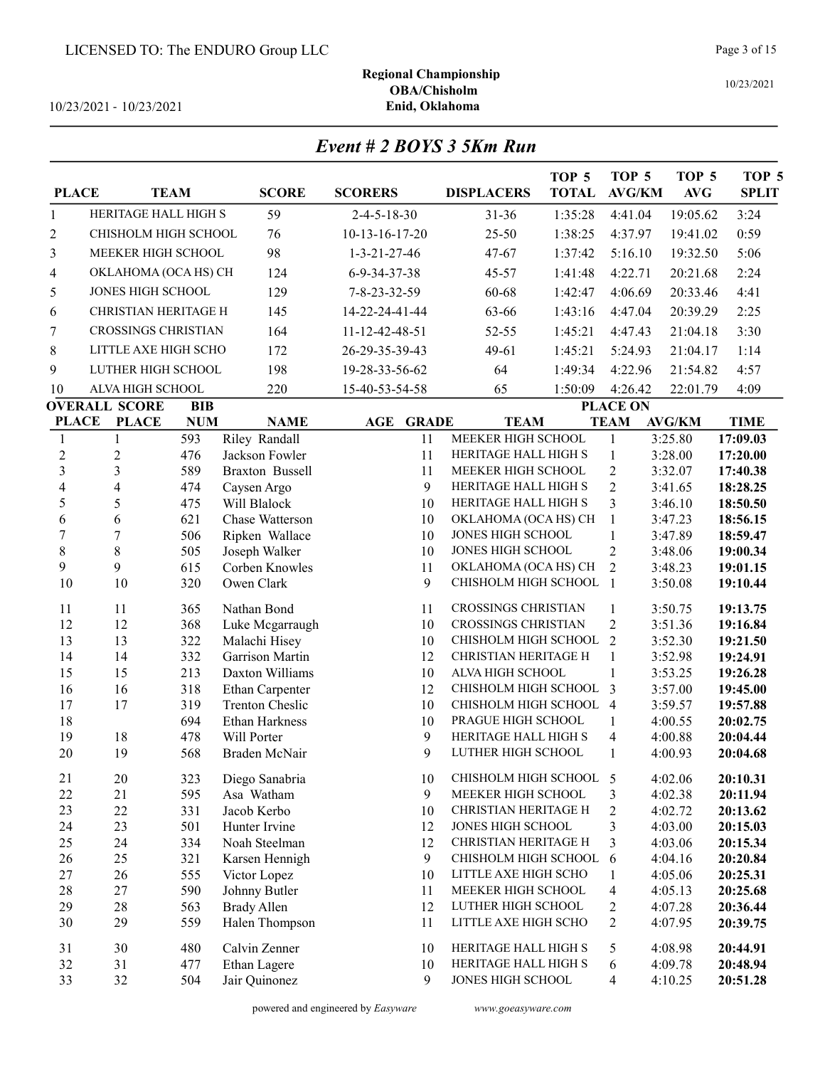LICENSED TO: The ENDURO Group LLC

**Regional Championship**
**OBA/Chisholm**
**Enid, Oklahoma**

10/23/2021 - 10/23/2021

10/23/2021

## *Event # 2 BOYS 3 5Km Run*

| PLACE | TEAM | SCORE | SCORERS | DISPLACERS | TOP 5 TOTAL | TOP 5 AVG/KM | TOP 5 AVG | TOP 5 SPLIT |
|---|---|---|---|---|---|---|---|---|
| 1 | HERITAGE HALL HIGH S | 59 | 2-4-5-18-30 | 31-36 | 1:35:28 | 4:41.04 | 19:05.62 | 3:24 |
| 2 | CHISHOLM HIGH SCHOOL | 76 | 10-13-16-17-20 | 25-50 | 1:38:25 | 4:37.97 | 19:41.02 | 0:59 |
| 3 | MEEKER HIGH SCHOOL | 98 | 1-3-21-27-46 | 47-67 | 1:37:42 | 5:16.10 | 19:32.50 | 5:06 |
| 4 | OKLAHOMA (OCA HS) CH | 124 | 6-9-34-37-38 | 45-57 | 1:41:48 | 4:22.71 | 20:21.68 | 2:24 |
| 5 | JONES HIGH SCHOOL | 129 | 7-8-23-32-59 | 60-68 | 1:42:47 | 4:06.69 | 20:33.46 | 4:41 |
| 6 | CHRISTIAN HERITAGE H | 145 | 14-22-24-41-44 | 63-66 | 1:43:16 | 4:47.04 | 20:39.29 | 2:25 |
| 7 | CROSSINGS CHRISTIAN | 164 | 11-12-42-48-51 | 52-55 | 1:45:21 | 4:47.43 | 21:04.18 | 3:30 |
| 8 | LITTLE AXE HIGH SCHO | 172 | 26-29-35-39-43 | 49-61 | 1:45:21 | 5:24.93 | 21:04.17 | 1:14 |
| 9 | LUTHER HIGH SCHOOL | 198 | 19-28-33-56-62 | 64 | 1:49:34 | 4:22.96 | 21:54.82 | 4:57 |
| 10 | ALVA HIGH SCHOOL | 220 | 15-40-53-54-58 | 65 | 1:50:09 | 4:26.42 | 22:01.79 | 4:09 |

| OVERALL PLACE | SCORE PLACE | BIB NUM | NAME | AGE | GRADE | TEAM | PLACE ON TEAM | AVG/KM | TIME |
|---|---|---|---|---|---|---|---|---|---|
| 1 | 1 | 593 | Riley Randall | | 11 | MEEKER HIGH SCHOOL | 1 | 3:25.80 | **17:09.03** |
| 2 | 2 | 476 | Jackson Fowler | | 11 | HERITAGE HALL HIGH S | 1 | 3:28.00 | **17:20.00** |
| 3 | 3 | 589 | Braxton Bussell | | 11 | MEEKER HIGH SCHOOL | 2 | 3:32.07 | **17:40.38** |
| 4 | 4 | 474 | Caysen Argo | | 9 | HERITAGE HALL HIGH S | 2 | 3:41.65 | **18:28.25** |
| 5 | 5 | 475 | Will Blalock | | 10 | HERITAGE HALL HIGH S | 3 | 3:46.10 | **18:50.50** |
| 6 | 6 | 621 | Chase Watterson | | 10 | OKLAHOMA (OCA HS) CH | 1 | 3:47.23 | **18:56.15** |
| 7 | 7 | 506 | Ripken Wallace | | 10 | JONES HIGH SCHOOL | 1 | 3:47.89 | **18:59.47** |
| 8 | 8 | 505 | Joseph Walker | | 10 | JONES HIGH SCHOOL | 2 | 3:48.06 | **19:00.34** |
| 9 | 9 | 615 | Corben Knowles | | 11 | OKLAHOMA (OCA HS) CH | 2 | 3:48.23 | **19:01.15** |
| 10 | 10 | 320 | Owen Clark | | 9 | CHISHOLM HIGH SCHOOL | 1 | 3:50.08 | **19:10.44** |
| 11 | 11 | 365 | Nathan Bond | | 11 | CROSSINGS CHRISTIAN | 1 | 3:50.75 | **19:13.75** |
| 12 | 12 | 368 | Luke Mcgarraugh | | 10 | CROSSINGS CHRISTIAN | 2 | 3:51.36 | **19:16.84** |
| 13 | 13 | 322 | Malachi Hisey | | 10 | CHISHOLM HIGH SCHOOL | 2 | 3:52.30 | **19:21.50** |
| 14 | 14 | 332 | Garrison Martin | | 12 | CHRISTIAN HERITAGE H | 1 | 3:52.98 | **19:24.91** |
| 15 | 15 | 213 | Daxton Williams | | 10 | ALVA HIGH SCHOOL | 1 | 3:53.25 | **19:26.28** |
| 16 | 16 | 318 | Ethan Carpenter | | 12 | CHISHOLM HIGH SCHOOL | 3 | 3:57.00 | **19:45.00** |
| 17 | 17 | 319 | Trenton Cheslic | | 10 | CHISHOLM HIGH SCHOOL | 4 | 3:59.57 | **19:57.88** |
| 18 | | 694 | Ethan Harkness | | 10 | PRAGUE HIGH SCHOOL | 1 | 4:00.55 | **20:02.75** |
| 19 | 18 | 478 | Will Porter | | 9 | HERITAGE HALL HIGH S | 4 | 4:00.88 | **20:04.44** |
| 20 | 19 | 568 | Braden McNair | | 9 | LUTHER HIGH SCHOOL | 1 | 4:00.93 | **20:04.68** |
| 21 | 20 | 323 | Diego Sanabria | | 10 | CHISHOLM HIGH SCHOOL | 5 | 4:02.06 | **20:10.31** |
| 22 | 21 | 595 | Asa Watham | | 9 | MEEKER HIGH SCHOOL | 3 | 4:02.38 | **20:11.94** |
| 23 | 22 | 331 | Jacob Kerbo | | 10 | CHRISTIAN HERITAGE H | 2 | 4:02.72 | **20:13.62** |
| 24 | 23 | 501 | Hunter Irvine | | 12 | JONES HIGH SCHOOL | 3 | 4:03.00 | **20:15.03** |
| 25 | 24 | 334 | Noah Steelman | | 12 | CHRISTIAN HERITAGE H | 3 | 4:03.06 | **20:15.34** |
| 26 | 25 | 321 | Karsen Hennigh | | 9 | CHISHOLM HIGH SCHOOL | 6 | 4:04.16 | **20:20.84** |
| 27 | 26 | 555 | Victor Lopez | | 10 | LITTLE AXE HIGH SCHO | 1 | 4:05.06 | **20:25.31** |
| 28 | 27 | 590 | Johnny Butler | | 11 | MEEKER HIGH SCHOOL | 4 | 4:05.13 | **20:25.68** |
| 29 | 28 | 563 | Brady Allen | | 12 | LUTHER HIGH SCHOOL | 2 | 4:07.28 | **20:36.44** |
| 30 | 29 | 559 | Halen Thompson | | 11 | LITTLE AXE HIGH SCHO | 2 | 4:07.95 | **20:39.75** |
| 31 | 30 | 480 | Calvin Zenner | | 10 | HERITAGE HALL HIGH S | 5 | 4:08.98 | **20:44.91** |
| 32 | 31 | 477 | Ethan Lagere | | 10 | HERITAGE HALL HIGH S | 6 | 4:09.78 | **20:48.94** |
| 33 | 32 | 504 | Jair Quinonez | | 9 | JONES HIGH SCHOOL | 4 | 4:10.25 | **20:51.28** |

powered and engineered by *Easyware* www.goeasyware.com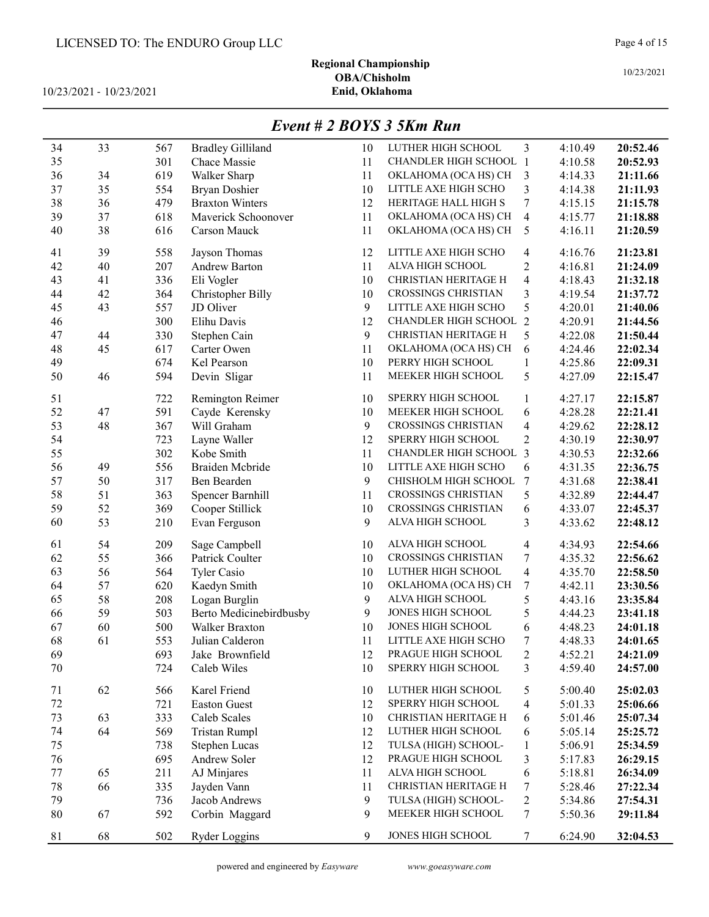LICENSED TO: The ENDURO Group LLC

**Regional Championship**
**OBA/Chisholm**
**Enid, Oklahoma**

10/23/2021 - 10/23/2021

10/23/2021

## *Event # 2 BOYS 3 5Km Run*

| Place | Team Place | Bib | Name | Grade | School | Team Pos | Pace | Time |
|---|---|---|---|---|---|---|---|---|
| 34 | 33 | 567 | Bradley Gilliland | 10 | LUTHER HIGH SCHOOL | 3 | 4:10.49 | **20:52.46** |
| 35 | | 301 | Chace Massie | 11 | CHANDLER HIGH SCHOOL | 1 | 4:10.58 | **20:52.93** |
| 36 | 34 | 619 | Walker Sharp | 11 | OKLAHOMA (OCA HS) CH | 3 | 4:14.33 | **21:11.66** |
| 37 | 35 | 554 | Bryan Doshier | 10 | LITTLE AXE HIGH SCHO | 3 | 4:14.38 | **21:11.93** |
| 38 | 36 | 479 | Braxton Winters | 12 | HERITAGE HALL HIGH S | 7 | 4:15.15 | **21:15.78** |
| 39 | 37 | 618 | Maverick Schoonover | 11 | OKLAHOMA (OCA HS) CH | 4 | 4:15.77 | **21:18.88** |
| 40 | 38 | 616 | Carson Mauck | 11 | OKLAHOMA (OCA HS) CH | 5 | 4:16.11 | **21:20.59** |
| 41 | 39 | 558 | Jayson Thomas | 12 | LITTLE AXE HIGH SCHO | 4 | 4:16.76 | **21:23.81** |
| 42 | 40 | 207 | Andrew Barton | 11 | ALVA HIGH SCHOOL | 2 | 4:16.81 | **21:24.09** |
| 43 | 41 | 336 | Eli Vogler | 10 | CHRISTIAN HERITAGE H | 4 | 4:18.43 | **21:32.18** |
| 44 | 42 | 364 | Christopher Billy | 10 | CROSSINGS CHRISTIAN | 3 | 4:19.54 | **21:37.72** |
| 45 | 43 | 557 | JD Oliver | 9 | LITTLE AXE HIGH SCHO | 5 | 4:20.01 | **21:40.06** |
| 46 | | 300 | Elihu Davis | 12 | CHANDLER HIGH SCHOOL | 2 | 4:20.91 | **21:44.56** |
| 47 | 44 | 330 | Stephen Cain | 9 | CHRISTIAN HERITAGE H | 5 | 4:22.08 | **21:50.44** |
| 48 | 45 | 617 | Carter Owen | 11 | OKLAHOMA (OCA HS) CH | 6 | 4:24.46 | **22:02.34** |
| 49 | | 674 | Kel Pearson | 10 | PERRY HIGH SCHOOL | 1 | 4:25.86 | **22:09.31** |
| 50 | 46 | 594 | Devin Sligar | 11 | MEEKER HIGH SCHOOL | 5 | 4:27.09 | **22:15.47** |
| 51 | | 722 | Remington Reimer | 10 | SPERRY HIGH SCHOOL | 1 | 4:27.17 | **22:15.87** |
| 52 | 47 | 591 | Cayde Kerensky | 10 | MEEKER HIGH SCHOOL | 6 | 4:28.28 | **22:21.41** |
| 53 | 48 | 367 | Will Graham | 9 | CROSSINGS CHRISTIAN | 4 | 4:29.62 | **22:28.12** |
| 54 | | 723 | Layne Waller | 12 | SPERRY HIGH SCHOOL | 2 | 4:30.19 | **22:30.97** |
| 55 | | 302 | Kobe Smith | 11 | CHANDLER HIGH SCHOOL | 3 | 4:30.53 | **22:32.66** |
| 56 | 49 | 556 | Braiden Mcbride | 10 | LITTLE AXE HIGH SCHO | 6 | 4:31.35 | **22:36.75** |
| 57 | 50 | 317 | Ben Bearden | 9 | CHISHOLM HIGH SCHOOL | 7 | 4:31.68 | **22:38.41** |
| 58 | 51 | 363 | Spencer Barnhill | 11 | CROSSINGS CHRISTIAN | 5 | 4:32.89 | **22:44.47** |
| 59 | 52 | 369 | Cooper Stillick | 10 | CROSSINGS CHRISTIAN | 6 | 4:33.07 | **22:45.37** |
| 60 | 53 | 210 | Evan Ferguson | 9 | ALVA HIGH SCHOOL | 3 | 4:33.62 | **22:48.12** |
| 61 | 54 | 209 | Sage Campbell | 10 | ALVA HIGH SCHOOL | 4 | 4:34.93 | **22:54.66** |
| 62 | 55 | 366 | Patrick Coulter | 10 | CROSSINGS CHRISTIAN | 7 | 4:35.32 | **22:56.62** |
| 63 | 56 | 564 | Tyler Casio | 10 | LUTHER HIGH SCHOOL | 4 | 4:35.70 | **22:58.50** |
| 64 | 57 | 620 | Kaedyn Smith | 10 | OKLAHOMA (OCA HS) CH | 7 | 4:42.11 | **23:30.56** |
| 65 | 58 | 208 | Logan Burglin | 9 | ALVA HIGH SCHOOL | 5 | 4:43.16 | **23:35.84** |
| 66 | 59 | 503 | Berto Medicinebirdbusby | 9 | JONES HIGH SCHOOL | 5 | 4:44.23 | **23:41.18** |
| 67 | 60 | 500 | Walker Braxton | 10 | JONES HIGH SCHOOL | 6 | 4:48.23 | **24:01.18** |
| 68 | 61 | 553 | Julian Calderon | 11 | LITTLE AXE HIGH SCHO | 7 | 4:48.33 | **24:01.65** |
| 69 | | 693 | Jake Brownfield | 12 | PRAGUE HIGH SCHOOL | 2 | 4:52.21 | **24:21.09** |
| 70 | | 724 | Caleb Wiles | 10 | SPERRY HIGH SCHOOL | 3 | 4:59.40 | **24:57.00** |
| 71 | 62 | 566 | Karel Friend | 10 | LUTHER HIGH SCHOOL | 5 | 5:00.40 | **25:02.03** |
| 72 | | 721 | Easton Guest | 12 | SPERRY HIGH SCHOOL | 4 | 5:01.33 | **25:06.66** |
| 73 | 63 | 333 | Caleb Scales | 10 | CHRISTIAN HERITAGE H | 6 | 5:01.46 | **25:07.34** |
| 74 | 64 | 569 | Tristan Rumpl | 12 | LUTHER HIGH SCHOOL | 6 | 5:05.14 | **25:25.72** |
| 75 | | 738 | Stephen Lucas | 12 | TULSA (HIGH) SCHOOL- | 1 | 5:06.91 | **25:34.59** |
| 76 | | 695 | Andrew Soler | 12 | PRAGUE HIGH SCHOOL | 3 | 5:17.83 | **26:29.15** |
| 77 | 65 | 211 | AJ Minjares | 11 | ALVA HIGH SCHOOL | 6 | 5:18.81 | **26:34.09** |
| 78 | 66 | 335 | Jayden Vann | 11 | CHRISTIAN HERITAGE H | 7 | 5:28.46 | **27:22.34** |
| 79 | | 736 | Jacob Andrews | 9 | TULSA (HIGH) SCHOOL- | 2 | 5:34.86 | **27:54.31** |
| 80 | 67 | 592 | Corbin Maggard | 9 | MEEKER HIGH SCHOOL | 7 | 5:50.36 | **29:11.84** |
| 81 | 68 | 502 | Ryder Loggins | 9 | JONES HIGH SCHOOL | 7 | 6:24.90 | **32:04.53** |

powered and engineered by *Easyware* www.goeasyware.com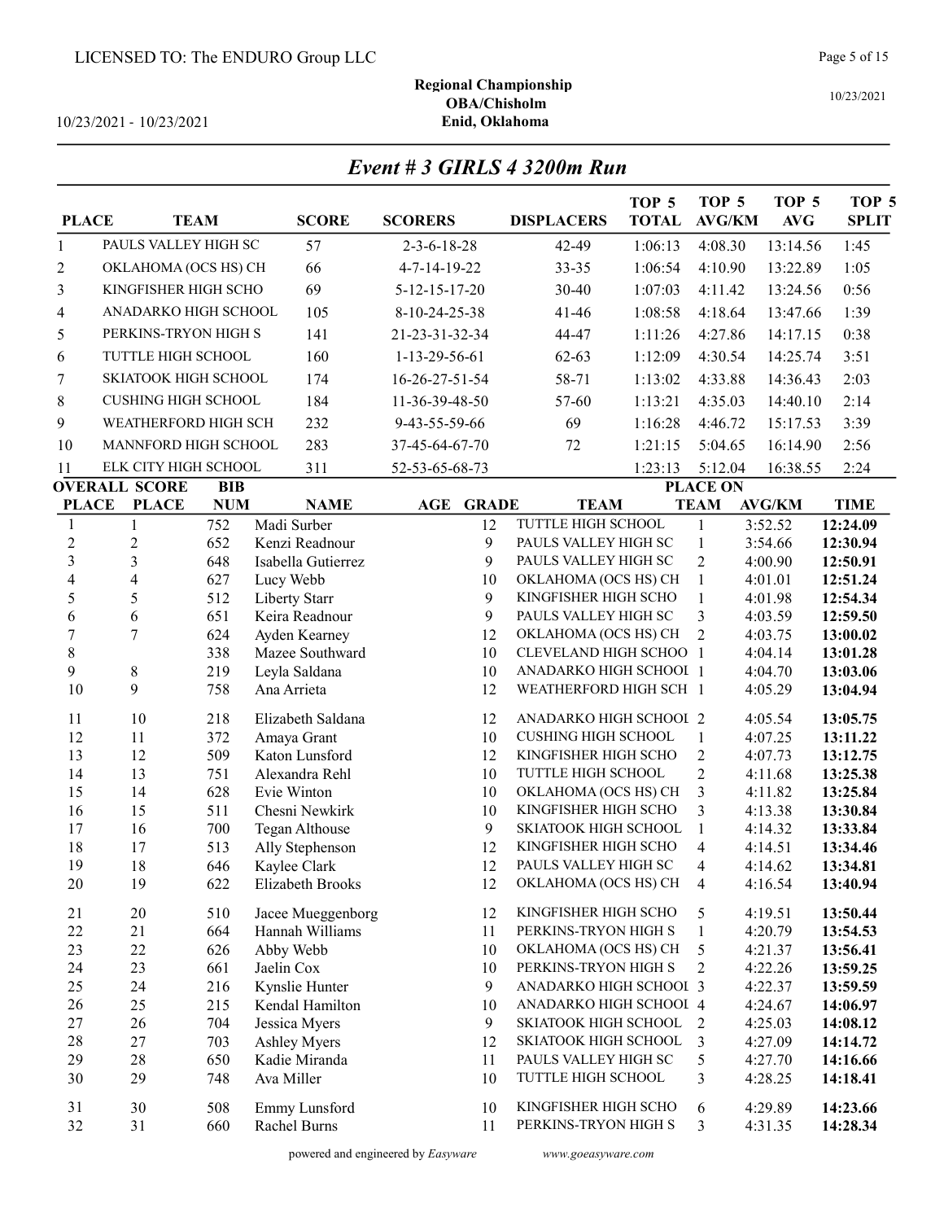**Regional Championship**
**OBA/Chisholm**
**Enid, Oklahoma**

10/23/2021 - 10/23/2021

## *Event # 3 GIRLS 4 3200m Run*

| PLACE | TEAM | SCORE | SCORERS | DISPLACERS | TOP 5 TOTAL | TOP 5 AVG/KM | TOP 5 AVG | TOP 5 SPLIT |
|---|---|---|---|---|---|---|---|---|
| 1 | PAULS VALLEY HIGH SC | 57 | 2-3-6-18-28 | 42-49 | 1:06:13 | 4:08.30 | 13:14.56 | 1:45 |
| 2 | OKLAHOMA (OCS HS) CH | 66 | 4-7-14-19-22 | 33-35 | 1:06:54 | 4:10.90 | 13:22.89 | 1:05 |
| 3 | KINGFISHER HIGH SCHO | 69 | 5-12-15-17-20 | 30-40 | 1:07:03 | 4:11.42 | 13:24.56 | 0:56 |
| 4 | ANADARKO HIGH SCHOOL | 105 | 8-10-24-25-38 | 41-46 | 1:08:58 | 4:18.64 | 13:47.66 | 1:39 |
| 5 | PERKINS-TRYON HIGH S | 141 | 21-23-31-32-34 | 44-47 | 1:11:26 | 4:27.86 | 14:17.15 | 0:38 |
| 6 | TUTTLE HIGH SCHOOL | 160 | 1-13-29-56-61 | 62-63 | 1:12:09 | 4:30.54 | 14:25.74 | 3:51 |
| 7 | SKIATOOK HIGH SCHOOL | 174 | 16-26-27-51-54 | 58-71 | 1:13:02 | 4:33.88 | 14:36.43 | 2:03 |
| 8 | CUSHING HIGH SCHOOL | 184 | 11-36-39-48-50 | 57-60 | 1:13:21 | 4:35.03 | 14:40.10 | 2:14 |
| 9 | WEATHERFORD HIGH SCH | 232 | 9-43-55-59-66 | 69 | 1:16:28 | 4:46.72 | 15:17.53 | 3:39 |
| 10 | MANNFORD HIGH SCHOOL | 283 | 37-45-64-67-70 | 72 | 1:21:15 | 5:04.65 | 16:14.90 | 2:56 |
| 11 | ELK CITY HIGH SCHOOL | 311 | 52-53-65-68-73 | | 1:23:13 | 5:12.04 | 16:38.55 | 2:24 |

| OVERALL PLACE | SCORE PLACE | BIB NUM | NAME | AGE | GRADE | TEAM | PLACE ON TEAM | AVG/KM | TIME |
|---|---|---|---|---|---|---|---|---|---|
| 1 | 1 | 752 | Madi Surber | | 12 | TUTTLE HIGH SCHOOL | 1 | 3:52.52 | **12:24.09** |
| 2 | 2 | 652 | Kenzi Readnour | | 9 | PAULS VALLEY HIGH SC | 1 | 3:54.66 | **12:30.94** |
| 3 | 3 | 648 | Isabella Gutierrez | | 9 | PAULS VALLEY HIGH SC | 2 | 4:00.90 | **12:50.91** |
| 4 | 4 | 627 | Lucy Webb | | 10 | OKLAHOMA (OCS HS) CH | 1 | 4:01.01 | **12:51.24** |
| 5 | 5 | 512 | Liberty Starr | | 9 | KINGFISHER HIGH SCHO | 1 | 4:01.98 | **12:54.34** |
| 6 | 6 | 651 | Keira Readnour | | 9 | PAULS VALLEY HIGH SC | 3 | 4:03.59 | **12:59.50** |
| 7 | 7 | 624 | Ayden Kearney | | 12 | OKLAHOMA (OCS HS) CH | 2 | 4:03.75 | **13:00.02** |
| 8 | | 338 | Mazee Southward | | 10 | CLEVELAND HIGH SCHOO | 1 | 4:04.14 | **13:01.28** |
| 9 | 8 | 219 | Leyla Saldana | | 10 | ANADARKO HIGH SCHOOL | 1 | 4:04.70 | **13:03.06** |
| 10 | 9 | 758 | Ana Arrieta | | 12 | WEATHERFORD HIGH SCH | 1 | 4:05.29 | **13:04.94** |
| 11 | 10 | 218 | Elizabeth Saldana | | 12 | ANADARKO HIGH SCHOOL | 2 | 4:05.54 | **13:05.75** |
| 12 | 11 | 372 | Amaya Grant | | 10 | CUSHING HIGH SCHOOL | 1 | 4:07.25 | **13:11.22** |
| 13 | 12 | 509 | Katon Lunsford | | 12 | KINGFISHER HIGH SCHO | 2 | 4:07.73 | **13:12.75** |
| 14 | 13 | 751 | Alexandra Rehl | | 10 | TUTTLE HIGH SCHOOL | 2 | 4:11.68 | **13:25.38** |
| 15 | 14 | 628 | Evie Winton | | 10 | OKLAHOMA (OCS HS) CH | 3 | 4:11.82 | **13:25.84** |
| 16 | 15 | 511 | Chesni Newkirk | | 10 | KINGFISHER HIGH SCHO | 3 | 4:13.38 | **13:30.84** |
| 17 | 16 | 700 | Tegan Althouse | | 9 | SKIATOOK HIGH SCHOOL | 1 | 4:14.32 | **13:33.84** |
| 18 | 17 | 513 | Ally Stephenson | | 12 | KINGFISHER HIGH SCHO | 4 | 4:14.51 | **13:34.46** |
| 19 | 18 | 646 | Kaylee Clark | | 12 | PAULS VALLEY HIGH SC | 4 | 4:14.62 | **13:34.81** |
| 20 | 19 | 622 | Elizabeth Brooks | | 12 | OKLAHOMA (OCS HS) CH | 4 | 4:16.54 | **13:40.94** |
| 21 | 20 | 510 | Jacee Mueggenborg | | 12 | KINGFISHER HIGH SCHO | 5 | 4:19.51 | **13:50.44** |
| 22 | 21 | 664 | Hannah Williams | | 11 | PERKINS-TRYON HIGH S | 1 | 4:20.79 | **13:54.53** |
| 23 | 22 | 626 | Abby Webb | | 10 | OKLAHOMA (OCS HS) CH | 5 | 4:21.37 | **13:56.41** |
| 24 | 23 | 661 | Jaelin Cox | | 10 | PERKINS-TRYON HIGH S | 2 | 4:22.26 | **13:59.25** |
| 25 | 24 | 216 | Kynslie Hunter | | 9 | ANADARKO HIGH SCHOOL | 3 | 4:22.37 | **13:59.59** |
| 26 | 25 | 215 | Kendal Hamilton | | 10 | ANADARKO HIGH SCHOOL | 4 | 4:24.67 | **14:06.97** |
| 27 | 26 | 704 | Jessica Myers | | 9 | SKIATOOK HIGH SCHOOL | 2 | 4:25.03 | **14:08.12** |
| 28 | 27 | 703 | Ashley Myers | | 12 | SKIATOOK HIGH SCHOOL | 3 | 4:27.09 | **14:14.72** |
| 29 | 28 | 650 | Kadie Miranda | | 11 | PAULS VALLEY HIGH SC | 5 | 4:27.70 | **14:16.66** |
| 30 | 29 | 748 | Ava Miller | | 10 | TUTTLE HIGH SCHOOL | 3 | 4:28.25 | **14:18.41** |
| 31 | 30 | 508 | Emmy Lunsford | | 10 | KINGFISHER HIGH SCHO | 6 | 4:29.89 | **14:23.66** |
| 32 | 31 | 660 | Rachel Burns | | 11 | PERKINS-TRYON HIGH S | 3 | 4:31.35 | **14:28.34** |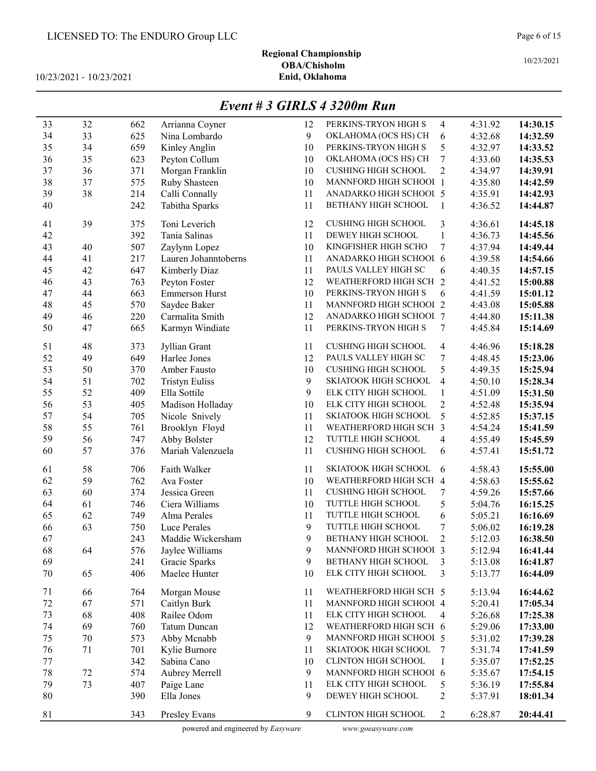LICENSED TO: The ENDURO Group LLC

**Regional Championship**
**OBA/Chisholm**
**Enid, Oklahoma**

10/23/2021 - 10/23/2021

10/23/2021

## *Event # 3 GIRLS 4 3200m Run*

| | | | | | | | | |
|---|---|---|---|---|---|---|---|---|
| 33 | 32 | 662 | Arrianna Coyner | 12 | PERKINS-TRYON HIGH S | 4 | 4:31.92 | **14:30.15** |
| 34 | 33 | 625 | Nina Lombardo | 9 | OKLAHOMA (OCS HS) CH | 6 | 4:32.68 | **14:32.59** |
| 35 | 34 | 659 | Kinley Anglin | 10 | PERKINS-TRYON HIGH S | 5 | 4:32.97 | **14:33.52** |
| 36 | 35 | 623 | Peyton Collum | 10 | OKLAHOMA (OCS HS) CH | 7 | 4:33.60 | **14:35.53** |
| 37 | 36 | 371 | Morgan Franklin | 10 | CUSHING HIGH SCHOOL | 2 | 4:34.97 | **14:39.91** |
| 38 | 37 | 575 | Ruby Shasteen | 10 | MANNFORD HIGH SCHOOL | 1 | 4:35.80 | **14:42.59** |
| 39 | 38 | 214 | Calli Connally | 11 | ANADARKO HIGH SCHOOL | 5 | 4:35.91 | **14:42.93** |
| 40 | | 242 | Tabitha Sparks | 11 | BETHANY HIGH SCHOOL | 1 | 4:36.52 | **14:44.87** |
| 41 | 39 | 375 | Toni Leverich | 12 | CUSHING HIGH SCHOOL | 3 | 4:36.61 | **14:45.18** |
| 42 | | 392 | Tania Salinas | 11 | DEWEY HIGH SCHOOL | 1 | 4:36.73 | **14:45.56** |
| 43 | 40 | 507 | Zaylynn Lopez | 10 | KINGFISHER HIGH SCHO | 7 | 4:37.94 | **14:49.44** |
| 44 | 41 | 217 | Lauren Johanntoberns | 11 | ANADARKO HIGH SCHOOL | 6 | 4:39.58 | **14:54.66** |
| 45 | 42 | 647 | Kimberly Diaz | 11 | PAULS VALLEY HIGH SC | 6 | 4:40.35 | **14:57.15** |
| 46 | 43 | 763 | Peyton Foster | 12 | WEATHERFORD HIGH SCH | 2 | 4:41.52 | **15:00.88** |
| 47 | 44 | 663 | Emmerson Hurst | 10 | PERKINS-TRYON HIGH S | 6 | 4:41.59 | **15:01.12** |
| 48 | 45 | 570 | Saydee Baker | 11 | MANNFORD HIGH SCHOOL | 2 | 4:43.08 | **15:05.88** |
| 49 | 46 | 220 | Carmalita Smith | 12 | ANADARKO HIGH SCHOOL | 7 | 4:44.80 | **15:11.38** |
| 50 | 47 | 665 | Karmyn Windiate | 11 | PERKINS-TRYON HIGH S | 7 | 4:45.84 | **15:14.69** |
| 51 | 48 | 373 | Jyllian Grant | 11 | CUSHING HIGH SCHOOL | 4 | 4:46.96 | **15:18.28** |
| 52 | 49 | 649 | Harlee Jones | 12 | PAULS VALLEY HIGH SC | 7 | 4:48.45 | **15:23.06** |
| 53 | 50 | 370 | Amber Fausto | 10 | CUSHING HIGH SCHOOL | 5 | 4:49.35 | **15:25.94** |
| 54 | 51 | 702 | Tristyn Euliss | 9 | SKIATOOK HIGH SCHOOL | 4 | 4:50.10 | **15:28.34** |
| 55 | 52 | 409 | Ella Sottile | 9 | ELK CITY HIGH SCHOOL | 1 | 4:51.09 | **15:31.50** |
| 56 | 53 | 405 | Madison Holladay | 10 | ELK CITY HIGH SCHOOL | 2 | 4:52.48 | **15:35.94** |
| 57 | 54 | 705 | Nicole Snively | 11 | SKIATOOK HIGH SCHOOL | 5 | 4:52.85 | **15:37.15** |
| 58 | 55 | 761 | Brooklyn Floyd | 11 | WEATHERFORD HIGH SCH | 3 | 4:54.24 | **15:41.59** |
| 59 | 56 | 747 | Abby Bolster | 12 | TUTTLE HIGH SCHOOL | 4 | 4:55.49 | **15:45.59** |
| 60 | 57 | 376 | Mariah Valenzuela | 11 | CUSHING HIGH SCHOOL | 6 | 4:57.41 | **15:51.72** |
| 61 | 58 | 706 | Faith Walker | 11 | SKIATOOK HIGH SCHOOL | 6 | 4:58.43 | **15:55.00** |
| 62 | 59 | 762 | Ava Foster | 10 | WEATHERFORD HIGH SCH | 4 | 4:58.63 | **15:55.62** |
| 63 | 60 | 374 | Jessica Green | 11 | CUSHING HIGH SCHOOL | 7 | 4:59.26 | **15:57.66** |
| 64 | 61 | 746 | Ciera Williams | 10 | TUTTLE HIGH SCHOOL | 5 | 5:04.76 | **16:15.25** |
| 65 | 62 | 749 | Alma Perales | 11 | TUTTLE HIGH SCHOOL | 6 | 5:05.21 | **16:16.69** |
| 66 | 63 | 750 | Luce Perales | 9 | TUTTLE HIGH SCHOOL | 7 | 5:06.02 | **16:19.28** |
| 67 | | 243 | Maddie Wickersham | 9 | BETHANY HIGH SCHOOL | 2 | 5:12.03 | **16:38.50** |
| 68 | 64 | 576 | Jaylee Williams | 9 | MANNFORD HIGH SCHOOL | 3 | 5:12.94 | **16:41.44** |
| 69 | | 241 | Gracie Sparks | 9 | BETHANY HIGH SCHOOL | 3 | 5:13.08 | **16:41.87** |
| 70 | 65 | 406 | Maelee Hunter | 10 | ELK CITY HIGH SCHOOL | 3 | 5:13.77 | **16:44.09** |
| 71 | 66 | 764 | Morgan Mouse | 11 | WEATHERFORD HIGH SCH | 5 | 5:13.94 | **16:44.62** |
| 72 | 67 | 571 | Caitlyn Burk | 11 | MANNFORD HIGH SCHOOL | 4 | 5:20.41 | **17:05.34** |
| 73 | 68 | 408 | Railee Odom | 11 | ELK CITY HIGH SCHOOL | 4 | 5:26.68 | **17:25.38** |
| 74 | 69 | 760 | Tatum Duncan | 12 | WEATHERFORD HIGH SCH | 6 | 5:29.06 | **17:33.00** |
| 75 | 70 | 573 | Abby Mcnabb | 9 | MANNFORD HIGH SCHOOL | 5 | 5:31.02 | **17:39.28** |
| 76 | 71 | 701 | Kylie Burnore | 11 | SKIATOOK HIGH SCHOOL | 7 | 5:31.74 | **17:41.59** |
| 77 | | 342 | Sabina Cano | 10 | CLINTON HIGH SCHOOL | 1 | 5:35.07 | **17:52.25** |
| 78 | 72 | 574 | Aubrey Merrell | 9 | MANNFORD HIGH SCHOOL | 6 | 5:35.67 | **17:54.15** |
| 79 | 73 | 407 | Paige Lane | 11 | ELK CITY HIGH SCHOOL | 5 | 5:36.19 | **17:55.84** |
| 80 | | 390 | Ella Jones | 9 | DEWEY HIGH SCHOOL | 2 | 5:37.91 | **18:01.34** |
| 81 | | 343 | Presley Evans | 9 | CLINTON HIGH SCHOOL | 2 | 6:28.87 | **20:44.41** |

powered and engineered by *Easyware* www.goeasyware.com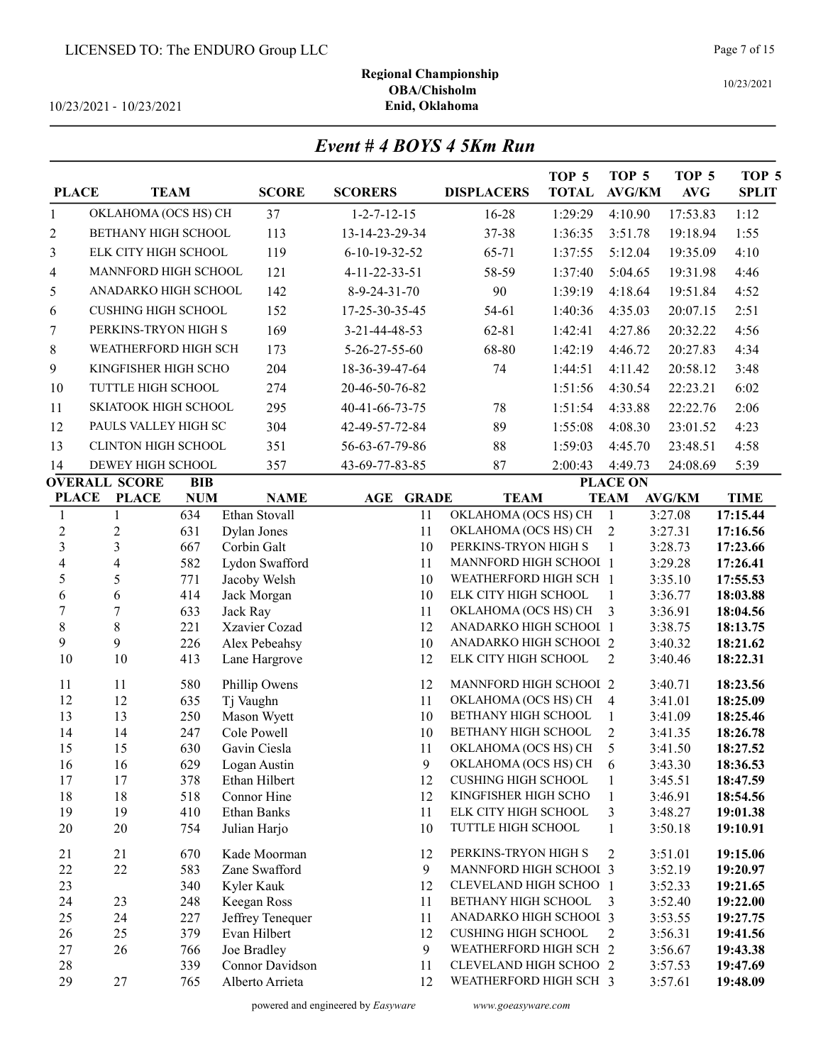LICENSED TO: The ENDURO Group LLC

**Regional Championship**
**OBA/Chisholm**
**Enid, Oklahoma**

10/23/2021 - 10/23/2021

## *Event # 4 BOYS 4 5Km Run*

| PLACE | TEAM | SCORE | SCORERS | DISPLACERS | TOP 5 TOTAL | TOP 5 AVG/KM | TOP 5 AVG | TOP 5 SPLIT |
|---|---|---|---|---|---|---|---|---|
| 1 | OKLAHOMA (OCS HS) CH | 37 | 1-2-7-12-15 | 16-28 | 1:29:29 | 4:10.90 | 17:53.83 | 1:12 |
| 2 | BETHANY HIGH SCHOOL | 113 | 13-14-23-29-34 | 37-38 | 1:36:35 | 3:51.78 | 19:18.94 | 1:55 |
| 3 | ELK CITY HIGH SCHOOL | 119 | 6-10-19-32-52 | 65-71 | 1:37:55 | 5:12.04 | 19:35.09 | 4:10 |
| 4 | MANNFORD HIGH SCHOOL | 121 | 4-11-22-33-51 | 58-59 | 1:37:40 | 5:04.65 | 19:31.98 | 4:46 |
| 5 | ANADARKO HIGH SCHOOL | 142 | 8-9-24-31-70 | 90 | 1:39:19 | 4:18.64 | 19:51.84 | 4:52 |
| 6 | CUSHING HIGH SCHOOL | 152 | 17-25-30-35-45 | 54-61 | 1:40:36 | 4:35.03 | 20:07.15 | 2:51 |
| 7 | PERKINS-TRYON HIGH S | 169 | 3-21-44-48-53 | 62-81 | 1:42:41 | 4:27.86 | 20:32.22 | 4:56 |
| 8 | WEATHERFORD HIGH SCH | 173 | 5-26-27-55-60 | 68-80 | 1:42:19 | 4:46.72 | 20:27.83 | 4:34 |
| 9 | KINGFISHER HIGH SCHO | 204 | 18-36-39-47-64 | 74 | 1:44:51 | 4:11.42 | 20:58.12 | 3:48 |
| 10 | TUTTLE HIGH SCHOOL | 274 | 20-46-50-76-82 | | 1:51:56 | 4:30.54 | 22:23.21 | 6:02 |
| 11 | SKIATOOK HIGH SCHOOL | 295 | 40-41-66-73-75 | 78 | 1:51:54 | 4:33.88 | 22:22.76 | 2:06 |
| 12 | PAULS VALLEY HIGH SC | 304 | 42-49-57-72-84 | 89 | 1:55:08 | 4:08.30 | 23:01.52 | 4:23 |
| 13 | CLINTON HIGH SCHOOL | 351 | 56-63-67-79-86 | 88 | 1:59:03 | 4:45.70 | 23:48.51 | 4:58 |
| 14 | DEWEY HIGH SCHOOL | 357 | 43-69-77-83-85 | 87 | 2:00:43 | 4:49.73 | 24:08.69 | 5:39 |

| OVERALL PLACE | SCORE PLACE | BIB NUM | NAME | AGE | GRADE | TEAM | PLACE ON TEAM | AVG/KM | TIME |
|---|---|---|---|---|---|---|---|---|---|
| 1 | 1 | 634 | Ethan Stovall | | 11 | OKLAHOMA (OCS HS) CH | 1 | 3:27.08 | **17:15.44** |
| 2 | 2 | 631 | Dylan Jones | | 11 | OKLAHOMA (OCS HS) CH | 2 | 3:27.31 | **17:16.56** |
| 3 | 3 | 667 | Corbin Galt | | 10 | PERKINS-TRYON HIGH S | 1 | 3:28.73 | **17:23.66** |
| 4 | 4 | 582 | Lydon Swafford | | 11 | MANNFORD HIGH SCHOOI | 1 | 3:29.28 | **17:26.41** |
| 5 | 5 | 771 | Jacoby Welsh | | 10 | WEATHERFORD HIGH SCH | 1 | 3:35.10 | **17:55.53** |
| 6 | 6 | 414 | Jack Morgan | | 10 | ELK CITY HIGH SCHOOL | 1 | 3:36.77 | **18:03.88** |
| 7 | 7 | 633 | Jack Ray | | 11 | OKLAHOMA (OCS HS) CH | 3 | 3:36.91 | **18:04.56** |
| 8 | 8 | 221 | Xzavier Cozad | | 12 | ANADARKO HIGH SCHOOI | 1 | 3:38.75 | **18:13.75** |
| 9 | 9 | 226 | Alex Pebeahsy | | 10 | ANADARKO HIGH SCHOOI | 2 | 3:40.32 | **18:21.62** |
| 10 | 10 | 413 | Lane Hargrove | | 12 | ELK CITY HIGH SCHOOL | 2 | 3:40.46 | **18:22.31** |
| 11 | 11 | 580 | Phillip Owens | | 12 | MANNFORD HIGH SCHOOI | 2 | 3:40.71 | **18:23.56** |
| 12 | 12 | 635 | Tj Vaughn | | 11 | OKLAHOMA (OCS HS) CH | 4 | 3:41.01 | **18:25.09** |
| 13 | 13 | 250 | Mason Wyett | | 10 | BETHANY HIGH SCHOOL | 1 | 3:41.09 | **18:25.46** |
| 14 | 14 | 247 | Cole Powell | | 10 | BETHANY HIGH SCHOOL | 2 | 3:41.35 | **18:26.78** |
| 15 | 15 | 630 | Gavin Ciesla | | 11 | OKLAHOMA (OCS HS) CH | 5 | 3:41.50 | **18:27.52** |
| 16 | 16 | 629 | Logan Austin | | 9 | OKLAHOMA (OCS HS) CH | 6 | 3:43.30 | **18:36.53** |
| 17 | 17 | 378 | Ethan Hilbert | | 12 | CUSHING HIGH SCHOOL | 1 | 3:45.51 | **18:47.59** |
| 18 | 18 | 518 | Connor Hine | | 12 | KINGFISHER HIGH SCHO | 1 | 3:46.91 | **18:54.56** |
| 19 | 19 | 410 | Ethan Banks | | 11 | ELK CITY HIGH SCHOOL | 3 | 3:48.27 | **19:01.38** |
| 20 | 20 | 754 | Julian Harjo | | 10 | TUTTLE HIGH SCHOOL | 1 | 3:50.18 | **19:10.91** |
| 21 | 21 | 670 | Kade Moorman | | 12 | PERKINS-TRYON HIGH S | 2 | 3:51.01 | **19:15.06** |
| 22 | 22 | 583 | Zane Swafford | | 9 | MANNFORD HIGH SCHOOI | 3 | 3:52.19 | **19:20.97** |
| 23 | | 340 | Kyler Kauk | | 12 | CLEVELAND HIGH SCHOO | 1 | 3:52.33 | **19:21.65** |
| 24 | 23 | 248 | Keegan Ross | | 11 | BETHANY HIGH SCHOOL | 3 | 3:52.40 | **19:22.00** |
| 25 | 24 | 227 | Jeffrey Tenequer | | 11 | ANADARKO HIGH SCHOOI | 3 | 3:53.55 | **19:27.75** |
| 26 | 25 | 379 | Evan Hilbert | | 12 | CUSHING HIGH SCHOOL | 2 | 3:56.31 | **19:41.56** |
| 27 | 26 | 766 | Joe Bradley | | 9 | WEATHERFORD HIGH SCH | 2 | 3:56.67 | **19:43.38** |
| 28 | | 339 | Connor Davidson | | 11 | CLEVELAND HIGH SCHOO | 2 | 3:57.53 | **19:47.69** |
| 29 | 27 | 765 | Alberto Arrieta | | 12 | WEATHERFORD HIGH SCH | 3 | 3:57.61 | **19:48.09** |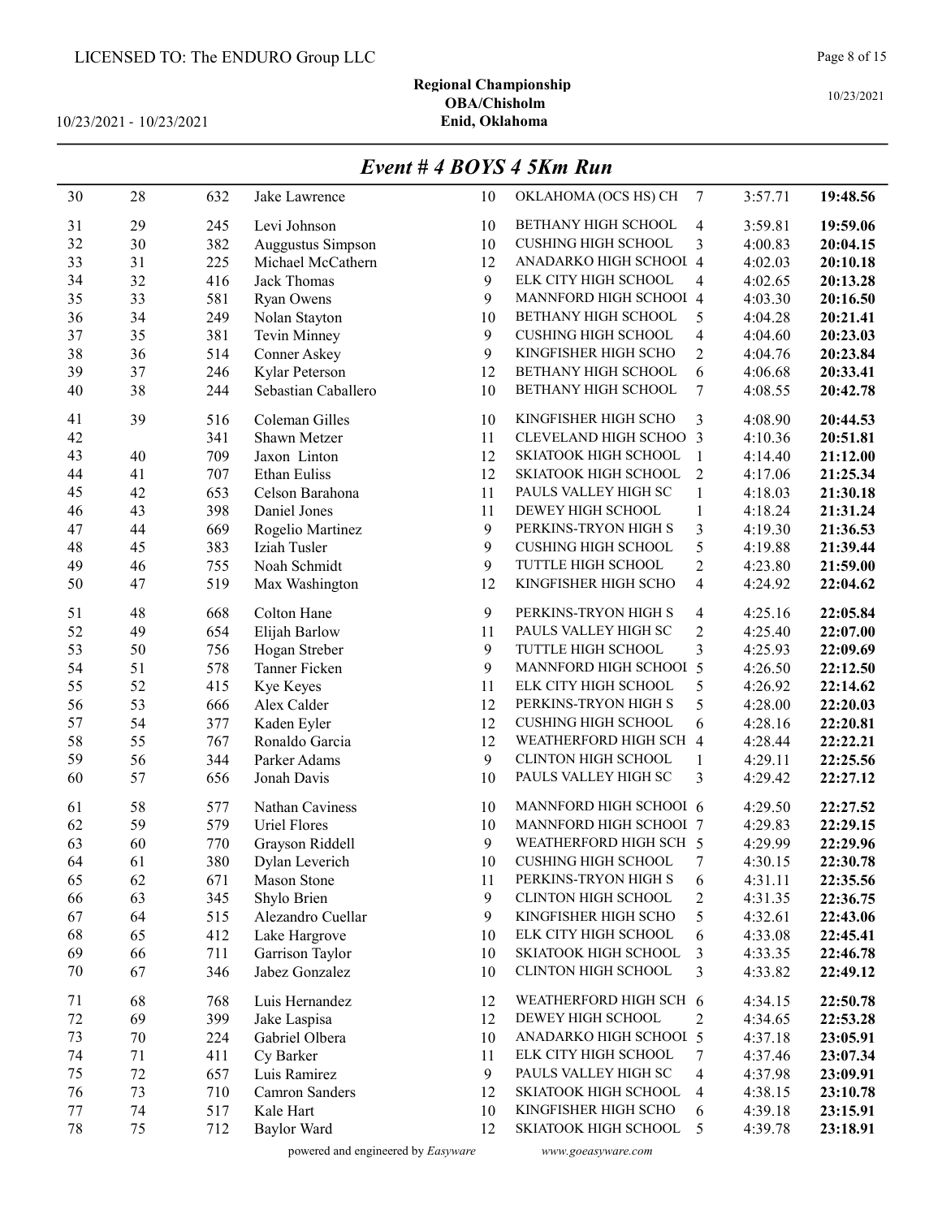LICENSED TO: The ENDURO Group LLC

**Regional Championship**
**OBA/Chisholm**
**Enid, Oklahoma**

10/23/2021 - 10/23/2021

10/23/2021

## *Event # 4 BOYS 4 5Km Run*

| | | | | | | | | |
|---|---|---|---|---|---|---|---|---|
| 30 | 28 | 632 | Jake Lawrence | 10 | OKLAHOMA (OCS HS) CH | 7 | 3:57.71 | **19:48.56** |
| 31 | 29 | 245 | Levi Johnson | 10 | BETHANY HIGH SCHOOL | 4 | 3:59.81 | **19:59.06** |
| 32 | 30 | 382 | Auggustus Simpson | 10 | CUSHING HIGH SCHOOL | 3 | 4:00.83 | **20:04.15** |
| 33 | 31 | 225 | Michael McCathern | 12 | ANADARKO HIGH SCHOOL | 4 | 4:02.03 | **20:10.18** |
| 34 | 32 | 416 | Jack Thomas | 9 | ELK CITY HIGH SCHOOL | 4 | 4:02.65 | **20:13.28** |
| 35 | 33 | 581 | Ryan Owens | 9 | MANNFORD HIGH SCHOOL | 4 | 4:03.30 | **20:16.50** |
| 36 | 34 | 249 | Nolan Stayton | 10 | BETHANY HIGH SCHOOL | 5 | 4:04.28 | **20:21.41** |
| 37 | 35 | 381 | Tevin Minney | 9 | CUSHING HIGH SCHOOL | 4 | 4:04.60 | **20:23.03** |
| 38 | 36 | 514 | Conner Askey | 9 | KINGFISHER HIGH SCHO | 2 | 4:04.76 | **20:23.84** |
| 39 | 37 | 246 | Kylar Peterson | 12 | BETHANY HIGH SCHOOL | 6 | 4:06.68 | **20:33.41** |
| 40 | 38 | 244 | Sebastian Caballero | 10 | BETHANY HIGH SCHOOL | 7 | 4:08.55 | **20:42.78** |
| 41 | 39 | 516 | Coleman Gilles | 10 | KINGFISHER HIGH SCHO | 3 | 4:08.90 | **20:44.53** |
| 42 | | 341 | Shawn Metzer | 11 | CLEVELAND HIGH SCHOO | 3 | 4:10.36 | **20:51.81** |
| 43 | 40 | 709 | Jaxon Linton | 12 | SKIATOOK HIGH SCHOOL | 1 | 4:14.40 | **21:12.00** |
| 44 | 41 | 707 | Ethan Euliss | 12 | SKIATOOK HIGH SCHOOL | 2 | 4:17.06 | **21:25.34** |
| 45 | 42 | 653 | Celson Barahona | 11 | PAULS VALLEY HIGH SC | 1 | 4:18.03 | **21:30.18** |
| 46 | 43 | 398 | Daniel Jones | 11 | DEWEY HIGH SCHOOL | 1 | 4:18.24 | **21:31.24** |
| 47 | 44 | 669 | Rogelio Martinez | 9 | PERKINS-TRYON HIGH S | 3 | 4:19.30 | **21:36.53** |
| 48 | 45 | 383 | Iziah Tusler | 9 | CUSHING HIGH SCHOOL | 5 | 4:19.88 | **21:39.44** |
| 49 | 46 | 755 | Noah Schmidt | 9 | TUTTLE HIGH SCHOOL | 2 | 4:23.80 | **21:59.00** |
| 50 | 47 | 519 | Max Washington | 12 | KINGFISHER HIGH SCHO | 4 | 4:24.92 | **22:04.62** |
| 51 | 48 | 668 | Colton Hane | 9 | PERKINS-TRYON HIGH S | 4 | 4:25.16 | **22:05.84** |
| 52 | 49 | 654 | Elijah Barlow | 11 | PAULS VALLEY HIGH SC | 2 | 4:25.40 | **22:07.00** |
| 53 | 50 | 756 | Hogan Streber | 9 | TUTTLE HIGH SCHOOL | 3 | 4:25.93 | **22:09.69** |
| 54 | 51 | 578 | Tanner Ficken | 9 | MANNFORD HIGH SCHOOL | 5 | 4:26.50 | **22:12.50** |
| 55 | 52 | 415 | Kye Keyes | 11 | ELK CITY HIGH SCHOOL | 5 | 4:26.92 | **22:14.62** |
| 56 | 53 | 666 | Alex Calder | 12 | PERKINS-TRYON HIGH S | 5 | 4:28.00 | **22:20.03** |
| 57 | 54 | 377 | Kaden Eyler | 12 | CUSHING HIGH SCHOOL | 6 | 4:28.16 | **22:20.81** |
| 58 | 55 | 767 | Ronaldo Garcia | 12 | WEATHERFORD HIGH SCH | 4 | 4:28.44 | **22:22.21** |
| 59 | 56 | 344 | Parker Adams | 9 | CLINTON HIGH SCHOOL | 1 | 4:29.11 | **22:25.56** |
| 60 | 57 | 656 | Jonah Davis | 10 | PAULS VALLEY HIGH SC | 3 | 4:29.42 | **22:27.12** |
| 61 | 58 | 577 | Nathan Caviness | 10 | MANNFORD HIGH SCHOOL | 6 | 4:29.50 | **22:27.52** |
| 62 | 59 | 579 | Uriel Flores | 10 | MANNFORD HIGH SCHOOL | 7 | 4:29.83 | **22:29.15** |
| 63 | 60 | 770 | Grayson Riddell | 9 | WEATHERFORD HIGH SCH | 5 | 4:29.99 | **22:29.96** |
| 64 | 61 | 380 | Dylan Leverich | 10 | CUSHING HIGH SCHOOL | 7 | 4:30.15 | **22:30.78** |
| 65 | 62 | 671 | Mason Stone | 11 | PERKINS-TRYON HIGH S | 6 | 4:31.11 | **22:35.56** |
| 66 | 63 | 345 | Shylo Brien | 9 | CLINTON HIGH SCHOOL | 2 | 4:31.35 | **22:36.75** |
| 67 | 64 | 515 | Alezandro Cuellar | 9 | KINGFISHER HIGH SCHO | 5 | 4:32.61 | **22:43.06** |
| 68 | 65 | 412 | Lake Hargrove | 10 | ELK CITY HIGH SCHOOL | 6 | 4:33.08 | **22:45.41** |
| 69 | 66 | 711 | Garrison Taylor | 10 | SKIATOOK HIGH SCHOOL | 3 | 4:33.35 | **22:46.78** |
| 70 | 67 | 346 | Jabez Gonzalez | 10 | CLINTON HIGH SCHOOL | 3 | 4:33.82 | **22:49.12** |
| 71 | 68 | 768 | Luis Hernandez | 12 | WEATHERFORD HIGH SCH | 6 | 4:34.15 | **22:50.78** |
| 72 | 69 | 399 | Jake Laspisa | 12 | DEWEY HIGH SCHOOL | 2 | 4:34.65 | **22:53.28** |
| 73 | 70 | 224 | Gabriel Olbera | 10 | ANADARKO HIGH SCHOOL | 5 | 4:37.18 | **23:05.91** |
| 74 | 71 | 411 | Cy Barker | 11 | ELK CITY HIGH SCHOOL | 7 | 4:37.46 | **23:07.34** |
| 75 | 72 | 657 | Luis Ramirez | 9 | PAULS VALLEY HIGH SC | 4 | 4:37.98 | **23:09.91** |
| 76 | 73 | 710 | Camron Sanders | 12 | SKIATOOK HIGH SCHOOL | 4 | 4:38.15 | **23:10.78** |
| 77 | 74 | 517 | Kale Hart | 10 | KINGFISHER HIGH SCHO | 6 | 4:39.18 | **23:15.91** |
| 78 | 75 | 712 | Baylor Ward | 12 | SKIATOOK HIGH SCHOOL | 5 | 4:39.78 | **23:18.91** |

powered and engineered by *Easyware* www.goeasyware.com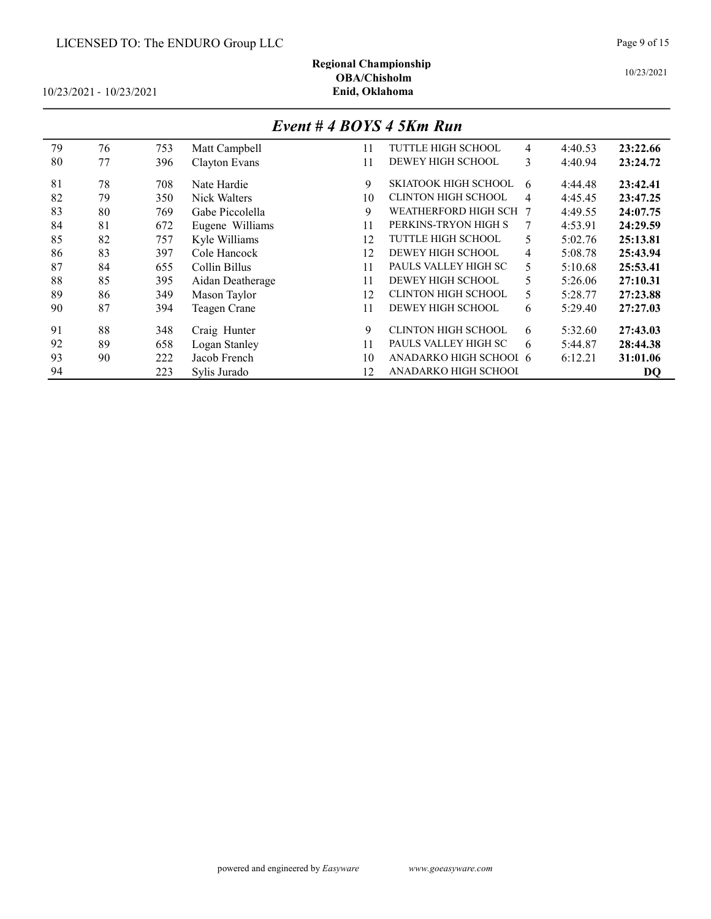**Regional Championship**
**OBA/Chisholm**
**Enid, Oklahoma**

10/23/2021 - 10/23/2021

## *Event # 4 BOYS 4 5Km Run*

| | | | | | | | | |
|---|---|---|---|---|---|---|---|---|
| 79 | 76 | 753 | Matt Campbell | 11 | TUTTLE HIGH SCHOOL | 4 | 4:40.53 | **23:22.66** |
| 80 | 77 | 396 | Clayton Evans | 11 | DEWEY HIGH SCHOOL | 3 | 4:40.94 | **23:24.72** |
| 81 | 78 | 708 | Nate Hardie | 9 | SKIATOOK HIGH SCHOOL | 6 | 4:44.48 | **23:42.41** |
| 82 | 79 | 350 | Nick Walters | 10 | CLINTON HIGH SCHOOL | 4 | 4:45.45 | **23:47.25** |
| 83 | 80 | 769 | Gabe Piccolella | 9 | WEATHERFORD HIGH SCH | 7 | 4:49.55 | **24:07.75** |
| 84 | 81 | 672 | Eugene Williams | 11 | PERKINS-TRYON HIGH S | 7 | 4:53.91 | **24:29.59** |
| 85 | 82 | 757 | Kyle Williams | 12 | TUTTLE HIGH SCHOOL | 5 | 5:02.76 | **25:13.81** |
| 86 | 83 | 397 | Cole Hancock | 12 | DEWEY HIGH SCHOOL | 4 | 5:08.78 | **25:43.94** |
| 87 | 84 | 655 | Collin Billus | 11 | PAULS VALLEY HIGH SC | 5 | 5:10.68 | **25:53.41** |
| 88 | 85 | 395 | Aidan Deatherage | 11 | DEWEY HIGH SCHOOL | 5 | 5:26.06 | **27:10.31** |
| 89 | 86 | 349 | Mason Taylor | 12 | CLINTON HIGH SCHOOL | 5 | 5:28.77 | **27:23.88** |
| 90 | 87 | 394 | Teagen Crane | 11 | DEWEY HIGH SCHOOL | 6 | 5:29.40 | **27:27.03** |
| 91 | 88 | 348 | Craig Hunter | 9 | CLINTON HIGH SCHOOL | 6 | 5:32.60 | **27:43.03** |
| 92 | 89 | 658 | Logan Stanley | 11 | PAULS VALLEY HIGH SC | 6 | 5:44.87 | **28:44.38** |
| 93 | 90 | 222 | Jacob French | 10 | ANADARKO HIGH SCHOOL | 6 | 6:12.21 | **31:01.06** |
| 94 | | 223 | Sylis Jurado | 12 | ANADARKO HIGH SCHOOL | | | **DQ** |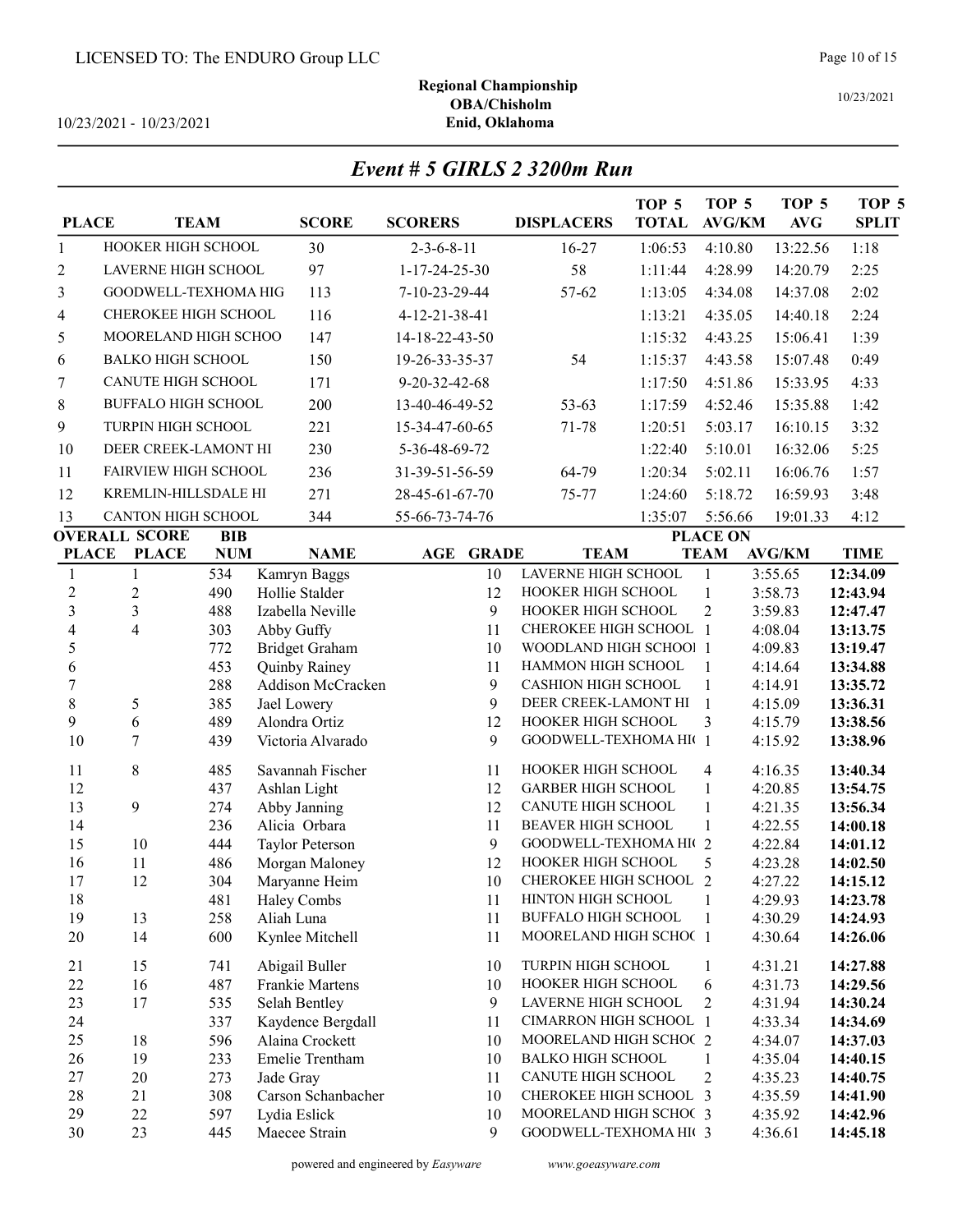LICENSED TO: The ENDURO Group LLC

**Regional Championship**
**OBA/Chisholm**
**Enid, Oklahoma**

10/23/2021 - 10/23/2021

10/23/2021

## *Event # 5 GIRLS 2 3200m Run*

| PLACE | TEAM | SCORE | SCORERS | DISPLACERS | TOP 5 TOTAL | TOP 5 AVG/KM | TOP 5 AVG | TOP 5 SPLIT |
|---|---|---|---|---|---|---|---|---|
| 1 | HOOKER HIGH SCHOOL | 30 | 2-3-6-8-11 | 16-27 | 1:06:53 | 4:10.80 | 13:22.56 | 1:18 |
| 2 | LAVERNE HIGH SCHOOL | 97 | 1-17-24-25-30 | 58 | 1:11:44 | 4:28.99 | 14:20.79 | 2:25 |
| 3 | GOODWELL-TEXHOMA HIG | 113 | 7-10-23-29-44 | 57-62 | 1:13:05 | 4:34.08 | 14:37.08 | 2:02 |
| 4 | CHEROKEE HIGH SCHOOL | 116 | 4-12-21-38-41 | | 1:13:21 | 4:35.05 | 14:40.18 | 2:24 |
| 5 | MOORELAND HIGH SCHOO | 147 | 14-18-22-43-50 | | 1:15:32 | 4:43.25 | 15:06.41 | 1:39 |
| 6 | BALKO HIGH SCHOOL | 150 | 19-26-33-35-37 | 54 | 1:15:37 | 4:43.58 | 15:07.48 | 0:49 |
| 7 | CANUTE HIGH SCHOOL | 171 | 9-20-32-42-68 | | 1:17:50 | 4:51.86 | 15:33.95 | 4:33 |
| 8 | BUFFALO HIGH SCHOOL | 200 | 13-40-46-49-52 | 53-63 | 1:17:59 | 4:52.46 | 15:35.88 | 1:42 |
| 9 | TURPIN HIGH SCHOOL | 221 | 15-34-47-60-65 | 71-78 | 1:20:51 | 5:03.17 | 16:10.15 | 3:32 |
| 10 | DEER CREEK-LAMONT HI | 230 | 5-36-48-69-72 | | 1:22:40 | 5:10.01 | 16:32.06 | 5:25 |
| 11 | FAIRVIEW HIGH SCHOOL | 236 | 31-39-51-56-59 | 64-79 | 1:20:34 | 5:02.11 | 16:06.76 | 1:57 |
| 12 | KREMLIN-HILLSDALE HI | 271 | 28-45-61-67-70 | 75-77 | 1:24:60 | 5:18.72 | 16:59.93 | 3:48 |
| 13 | CANTON HIGH SCHOOL | 344 | 55-66-73-74-76 | | 1:35:07 | 5:56.66 | 19:01.33 | 4:12 |

| OVERALL PLACE | SCORE PLACE | BIB NUM | NAME | AGE | GRADE | TEAM | PLACE ON TEAM | AVG/KM | TIME |
|---|---|---|---|---|---|---|---|---|---|
| 1 | 1 | 534 | Kamryn Baggs | | 10 | LAVERNE HIGH SCHOOL | 1 | 3:55.65 | **12:34.09** |
| 2 | 2 | 490 | Hollie Stalder | | 12 | HOOKER HIGH SCHOOL | 1 | 3:58.73 | **12:43.94** |
| 3 | 3 | 488 | Izabella Neville | | 9 | HOOKER HIGH SCHOOL | 2 | 3:59.83 | **12:47.47** |
| 4 | 4 | 303 | Abby Guffy | | 11 | CHEROKEE HIGH SCHOOL | 1 | 4:08.04 | **13:13.75** |
| 5 | | 772 | Bridget Graham | | 10 | WOODLAND HIGH SCHOOI | 1 | 4:09.83 | **13:19.47** |
| 6 | | 453 | Quinby Rainey | | 11 | HAMMON HIGH SCHOOL | 1 | 4:14.64 | **13:34.88** |
| 7 | | 288 | Addison McCracken | | 9 | CASHION HIGH SCHOOL | 1 | 4:14.91 | **13:35.72** |
| 8 | 5 | 385 | Jael Lowery | | 9 | DEER CREEK-LAMONT HI | 1 | 4:15.09 | **13:36.31** |
| 9 | 6 | 489 | Alondra Ortiz | | 12 | HOOKER HIGH SCHOOL | 3 | 4:15.79 | **13:38.56** |
| 10 | 7 | 439 | Victoria Alvarado | | 9 | GOODWELL-TEXHOMA HI( | 1 | 4:15.92 | **13:38.96** |
| 11 | 8 | 485 | Savannah Fischer | | 11 | HOOKER HIGH SCHOOL | 4 | 4:16.35 | **13:40.34** |
| 12 | | 437 | Ashlan Light | | 12 | GARBER HIGH SCHOOL | 1 | 4:20.85 | **13:54.75** |
| 13 | 9 | 274 | Abby Janning | | 12 | CANUTE HIGH SCHOOL | 1 | 4:21.35 | **13:56.34** |
| 14 | | 236 | Alicia Orbara | | 11 | BEAVER HIGH SCHOOL | 1 | 4:22.55 | **14:00.18** |
| 15 | 10 | 444 | Taylor Peterson | | 9 | GOODWELL-TEXHOMA HI( | 2 | 4:22.84 | **14:01.12** |
| 16 | 11 | 486 | Morgan Maloney | | 12 | HOOKER HIGH SCHOOL | 5 | 4:23.28 | **14:02.50** |
| 17 | 12 | 304 | Maryanne Heim | | 10 | CHEROKEE HIGH SCHOOL | 2 | 4:27.22 | **14:15.12** |
| 18 | | 481 | Haley Combs | | 11 | HINTON HIGH SCHOOL | 1 | 4:29.93 | **14:23.78** |
| 19 | 13 | 258 | Aliah Luna | | 11 | BUFFALO HIGH SCHOOL | 1 | 4:30.29 | **14:24.93** |
| 20 | 14 | 600 | Kynlee Mitchell | | 11 | MOORELAND HIGH SCHO( | 1 | 4:30.64 | **14:26.06** |
| 21 | 15 | 741 | Abigail Buller | | 10 | TURPIN HIGH SCHOOL | 1 | 4:31.21 | **14:27.88** |
| 22 | 16 | 487 | Frankie Martens | | 10 | HOOKER HIGH SCHOOL | 6 | 4:31.73 | **14:29.56** |
| 23 | 17 | 535 | Selah Bentley | | 9 | LAVERNE HIGH SCHOOL | 2 | 4:31.94 | **14:30.24** |
| 24 | | 337 | Kaydence Bergdall | | 11 | CIMARRON HIGH SCHOOL | 1 | 4:33.34 | **14:34.69** |
| 25 | 18 | 596 | Alaina Crockett | | 10 | MOORELAND HIGH SCHO( | 2 | 4:34.07 | **14:37.03** |
| 26 | 19 | 233 | Emelie Trentham | | 10 | BALKO HIGH SCHOOL | 1 | 4:35.04 | **14:40.15** |
| 27 | 20 | 273 | Jade Gray | | 11 | CANUTE HIGH SCHOOL | 2 | 4:35.23 | **14:40.75** |
| 28 | 21 | 308 | Carson Schanbacher | | 10 | CHEROKEE HIGH SCHOOL | 3 | 4:35.59 | **14:41.90** |
| 29 | 22 | 597 | Lydia Eslick | | 10 | MOORELAND HIGH SCHO( | 3 | 4:35.92 | **14:42.96** |
| 30 | 23 | 445 | Maecee Strain | | 9 | GOODWELL-TEXHOMA HI( | 3 | 4:36.61 | **14:45.18** |

powered and engineered by *Easyware* www.goeasyware.com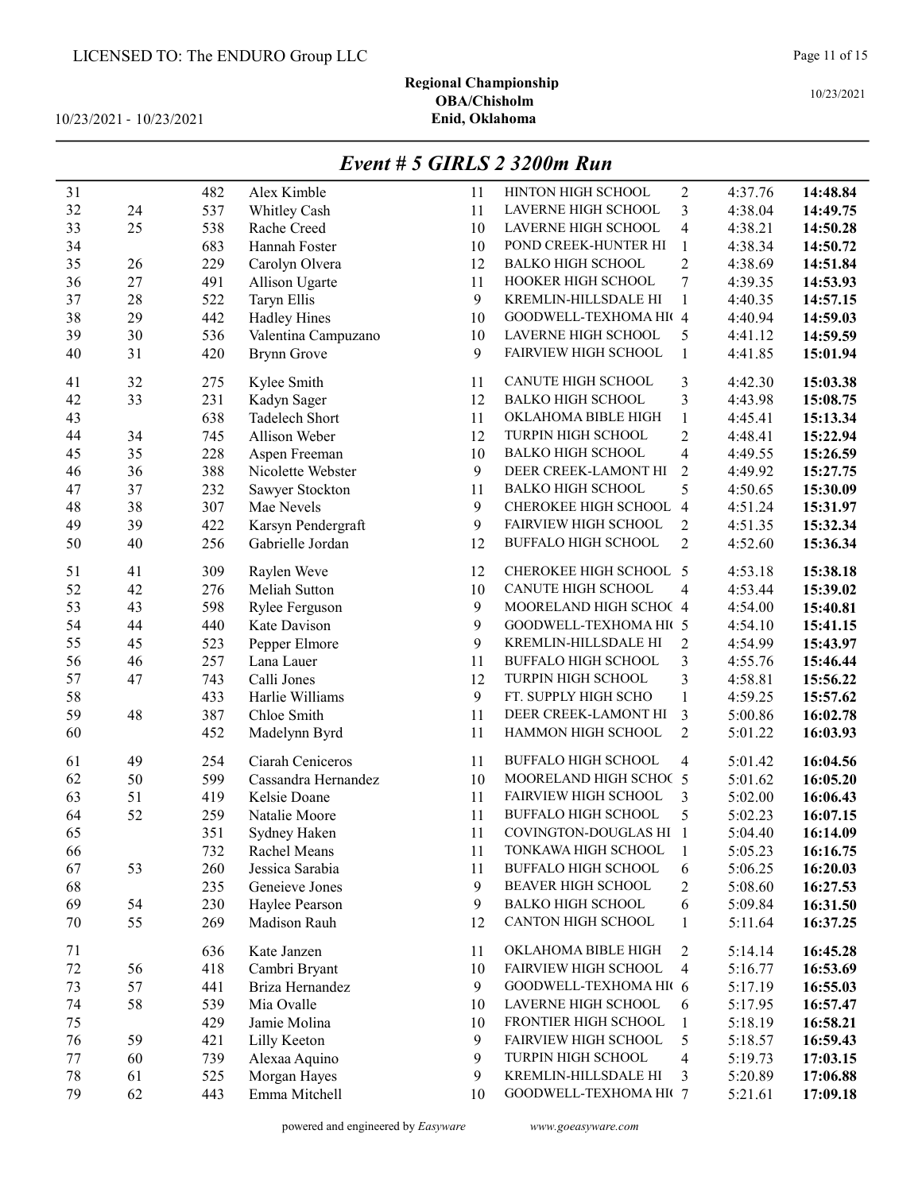LICENSED TO: The ENDURO Group LLC

**Regional Championship**
**OBA/Chisholm**
**Enid, Oklahoma**

10/23/2021 - 10/23/2021

10/23/2021

## *Event # 5 GIRLS 2 3200m Run*

| | | | | | | | | |
|---|---|---|---|---|---|---|---|---|
| 31 | | 482 | Alex Kimble | 11 | HINTON HIGH SCHOOL | 2 | 4:37.76 | **14:48.84** |
| 32 | 24 | 537 | Whitley Cash | 11 | LAVERNE HIGH SCHOOL | 3 | 4:38.04 | **14:49.75** |
| 33 | 25 | 538 | Rache Creed | 10 | LAVERNE HIGH SCHOOL | 4 | 4:38.21 | **14:50.28** |
| 34 | | 683 | Hannah Foster | 10 | POND CREEK-HUNTER HI | 1 | 4:38.34 | **14:50.72** |
| 35 | 26 | 229 | Carolyn Olvera | 12 | BALKO HIGH SCHOOL | 2 | 4:38.69 | **14:51.84** |
| 36 | 27 | 491 | Allison Ugarte | 11 | HOOKER HIGH SCHOOL | 7 | 4:39.35 | **14:53.93** |
| 37 | 28 | 522 | Taryn Ellis | 9 | KREMLIN-HILLSDALE HI | 1 | 4:40.35 | **14:57.15** |
| 38 | 29 | 442 | Hadley Hines | 10 | GOODWELL-TEXHOMA HI( | 4 | 4:40.94 | **14:59.03** |
| 39 | 30 | 536 | Valentina Campuzano | 10 | LAVERNE HIGH SCHOOL | 5 | 4:41.12 | **14:59.59** |
| 40 | 31 | 420 | Brynn Grove | 9 | FAIRVIEW HIGH SCHOOL | 1 | 4:41.85 | **15:01.94** |
| 41 | 32 | 275 | Kylee Smith | 11 | CANUTE HIGH SCHOOL | 3 | 4:42.30 | **15:03.38** |
| 42 | 33 | 231 | Kadyn Sager | 12 | BALKO HIGH SCHOOL | 3 | 4:43.98 | **15:08.75** |
| 43 | | 638 | Tadelech Short | 11 | OKLAHOMA BIBLE HIGH | 1 | 4:45.41 | **15:13.34** |
| 44 | 34 | 745 | Allison Weber | 12 | TURPIN HIGH SCHOOL | 2 | 4:48.41 | **15:22.94** |
| 45 | 35 | 228 | Aspen Freeman | 10 | BALKO HIGH SCHOOL | 4 | 4:49.55 | **15:26.59** |
| 46 | 36 | 388 | Nicolette Webster | 9 | DEER CREEK-LAMONT HI | 2 | 4:49.92 | **15:27.75** |
| 47 | 37 | 232 | Sawyer Stockton | 11 | BALKO HIGH SCHOOL | 5 | 4:50.65 | **15:30.09** |
| 48 | 38 | 307 | Mae Nevels | 9 | CHEROKEE HIGH SCHOOL | 4 | 4:51.24 | **15:31.97** |
| 49 | 39 | 422 | Karsyn Pendergraft | 9 | FAIRVIEW HIGH SCHOOL | 2 | 4:51.35 | **15:32.34** |
| 50 | 40 | 256 | Gabrielle Jordan | 12 | BUFFALO HIGH SCHOOL | 2 | 4:52.60 | **15:36.34** |
| 51 | 41 | 309 | Raylen Weve | 12 | CHEROKEE HIGH SCHOOL | 5 | 4:53.18 | **15:38.18** |
| 52 | 42 | 276 | Meliah Sutton | 10 | CANUTE HIGH SCHOOL | 4 | 4:53.44 | **15:39.02** |
| 53 | 43 | 598 | Rylee Ferguson | 9 | MOORELAND HIGH SCHO( | 4 | 4:54.00 | **15:40.81** |
| 54 | 44 | 440 | Kate Davison | 9 | GOODWELL-TEXHOMA HI( | 5 | 4:54.10 | **15:41.15** |
| 55 | 45 | 523 | Pepper Elmore | 9 | KREMLIN-HILLSDALE HI | 2 | 4:54.99 | **15:43.97** |
| 56 | 46 | 257 | Lana Lauer | 11 | BUFFALO HIGH SCHOOL | 3 | 4:55.76 | **15:46.44** |
| 57 | 47 | 743 | Calli Jones | 12 | TURPIN HIGH SCHOOL | 3 | 4:58.81 | **15:56.22** |
| 58 | | 433 | Harlie Williams | 9 | FT. SUPPLY HIGH SCHO | 1 | 4:59.25 | **15:57.62** |
| 59 | 48 | 387 | Chloe Smith | 11 | DEER CREEK-LAMONT HI | 3 | 5:00.86 | **16:02.78** |
| 60 | | 452 | Madelynn Byrd | 11 | HAMMON HIGH SCHOOL | 2 | 5:01.22 | **16:03.93** |
| 61 | 49 | 254 | Ciarah Ceniceros | 11 | BUFFALO HIGH SCHOOL | 4 | 5:01.42 | **16:04.56** |
| 62 | 50 | 599 | Cassandra Hernandez | 10 | MOORELAND HIGH SCHO( | 5 | 5:01.62 | **16:05.20** |
| 63 | 51 | 419 | Kelsie Doane | 11 | FAIRVIEW HIGH SCHOOL | 3 | 5:02.00 | **16:06.43** |
| 64 | 52 | 259 | Natalie Moore | 11 | BUFFALO HIGH SCHOOL | 5 | 5:02.23 | **16:07.15** |
| 65 | | 351 | Sydney Haken | 11 | COVINGTON-DOUGLAS HI | 1 | 5:04.40 | **16:14.09** |
| 66 | | 732 | Rachel Means | 11 | TONKAWA HIGH SCHOOL | 1 | 5:05.23 | **16:16.75** |
| 67 | 53 | 260 | Jessica Sarabia | 11 | BUFFALO HIGH SCHOOL | 6 | 5:06.25 | **16:20.03** |
| 68 | | 235 | Geneieve Jones | 9 | BEAVER HIGH SCHOOL | 2 | 5:08.60 | **16:27.53** |
| 69 | 54 | 230 | Haylee Pearson | 9 | BALKO HIGH SCHOOL | 6 | 5:09.84 | **16:31.50** |
| 70 | 55 | 269 | Madison Rauh | 12 | CANTON HIGH SCHOOL | 1 | 5:11.64 | **16:37.25** |
| 71 | | 636 | Kate Janzen | 11 | OKLAHOMA BIBLE HIGH | 2 | 5:14.14 | **16:45.28** |
| 72 | 56 | 418 | Cambri Bryant | 10 | FAIRVIEW HIGH SCHOOL | 4 | 5:16.77 | **16:53.69** |
| 73 | 57 | 441 | Briza Hernandez | 9 | GOODWELL-TEXHOMA HI( | 6 | 5:17.19 | **16:55.03** |
| 74 | 58 | 539 | Mia Ovalle | 10 | LAVERNE HIGH SCHOOL | 6 | 5:17.95 | **16:57.47** |
| 75 | | 429 | Jamie Molina | 10 | FRONTIER HIGH SCHOOL | 1 | 5:18.19 | **16:58.21** |
| 76 | 59 | 421 | Lilly Keeton | 9 | FAIRVIEW HIGH SCHOOL | 5 | 5:18.57 | **16:59.43** |
| 77 | 60 | 739 | Alexaa Aquino | 9 | TURPIN HIGH SCHOOL | 4 | 5:19.73 | **17:03.15** |
| 78 | 61 | 525 | Morgan Hayes | 9 | KREMLIN-HILLSDALE HI | 3 | 5:20.89 | **17:06.88** |
| 79 | 62 | 443 | Emma Mitchell | 10 | GOODWELL-TEXHOMA HI( | 7 | 5:21.61 | **17:09.18** |

powered and engineered by *Easyware* www.goeasyware.com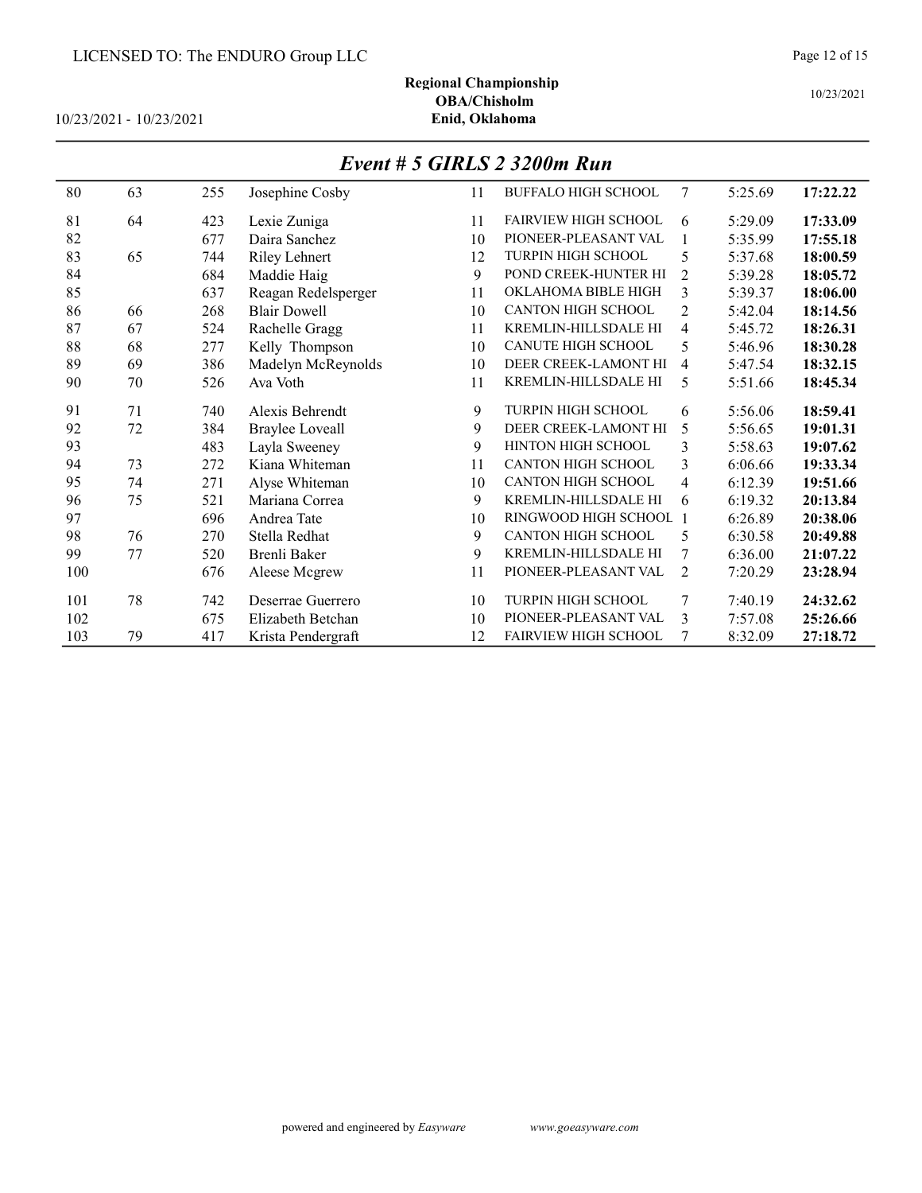LICENSED TO: The ENDURO Group LLC

**Regional Championship**
**OBA/Chisholm**
**Enid, Oklahoma**

10/23/2021 - 10/23/2021

## *Event # 5 GIRLS 2 3200m Run*

| | | | | | | | | |
|---|---|---|---|---|---|---|---|---|
| 80 | 63 | 255 | Josephine Cosby | 11 | BUFFALO HIGH SCHOOL | 7 | 5:25.69 | **17:22.22** |
| 81 | 64 | 423 | Lexie Zuniga | 11 | FAIRVIEW HIGH SCHOOL | 6 | 5:29.09 | **17:33.09** |
| 82 | | 677 | Daira Sanchez | 10 | PIONEER-PLEASANT VAL | 1 | 5:35.99 | **17:55.18** |
| 83 | 65 | 744 | Riley Lehnert | 12 | TURPIN HIGH SCHOOL | 5 | 5:37.68 | **18:00.59** |
| 84 | | 684 | Maddie Haig | 9 | POND CREEK-HUNTER HI | 2 | 5:39.28 | **18:05.72** |
| 85 | | 637 | Reagan Redelsperger | 11 | OKLAHOMA BIBLE HIGH | 3 | 5:39.37 | **18:06.00** |
| 86 | 66 | 268 | Blair Dowell | 10 | CANTON HIGH SCHOOL | 2 | 5:42.04 | **18:14.56** |
| 87 | 67 | 524 | Rachelle Gragg | 11 | KREMLIN-HILLSDALE HI | 4 | 5:45.72 | **18:26.31** |
| 88 | 68 | 277 | Kelly Thompson | 10 | CANUTE HIGH SCHOOL | 5 | 5:46.96 | **18:30.28** |
| 89 | 69 | 386 | Madelyn McReynolds | 10 | DEER CREEK-LAMONT HI | 4 | 5:47.54 | **18:32.15** |
| 90 | 70 | 526 | Ava Voth | 11 | KREMLIN-HILLSDALE HI | 5 | 5:51.66 | **18:45.34** |
| 91 | 71 | 740 | Alexis Behrendt | 9 | TURPIN HIGH SCHOOL | 6 | 5:56.06 | **18:59.41** |
| 92 | 72 | 384 | Braylee Loveall | 9 | DEER CREEK-LAMONT HI | 5 | 5:56.65 | **19:01.31** |
| 93 | | 483 | Layla Sweeney | 9 | HINTON HIGH SCHOOL | 3 | 5:58.63 | **19:07.62** |
| 94 | 73 | 272 | Kiana Whiteman | 11 | CANTON HIGH SCHOOL | 3 | 6:06.66 | **19:33.34** |
| 95 | 74 | 271 | Alyse Whiteman | 10 | CANTON HIGH SCHOOL | 4 | 6:12.39 | **19:51.66** |
| 96 | 75 | 521 | Mariana Correa | 9 | KREMLIN-HILLSDALE HI | 6 | 6:19.32 | **20:13.84** |
| 97 | | 696 | Andrea Tate | 10 | RINGWOOD HIGH SCHOOL | 1 | 6:26.89 | **20:38.06** |
| 98 | 76 | 270 | Stella Redhat | 9 | CANTON HIGH SCHOOL | 5 | 6:30.58 | **20:49.88** |
| 99 | 77 | 520 | Brenli Baker | 9 | KREMLIN-HILLSDALE HI | 7 | 6:36.00 | **21:07.22** |
| 100 | | 676 | Aleese Mcgrew | 11 | PIONEER-PLEASANT VAL | 2 | 7:20.29 | **23:28.94** |
| 101 | 78 | 742 | Deserrae Guerrero | 10 | TURPIN HIGH SCHOOL | 7 | 7:40.19 | **24:32.62** |
| 102 | | 675 | Elizabeth Betchan | 10 | PIONEER-PLEASANT VAL | 3 | 7:57.08 | **25:26.66** |
| 103 | 79 | 417 | Krista Pendergraft | 12 | FAIRVIEW HIGH SCHOOL | 7 | 8:32.09 | **27:18.72** |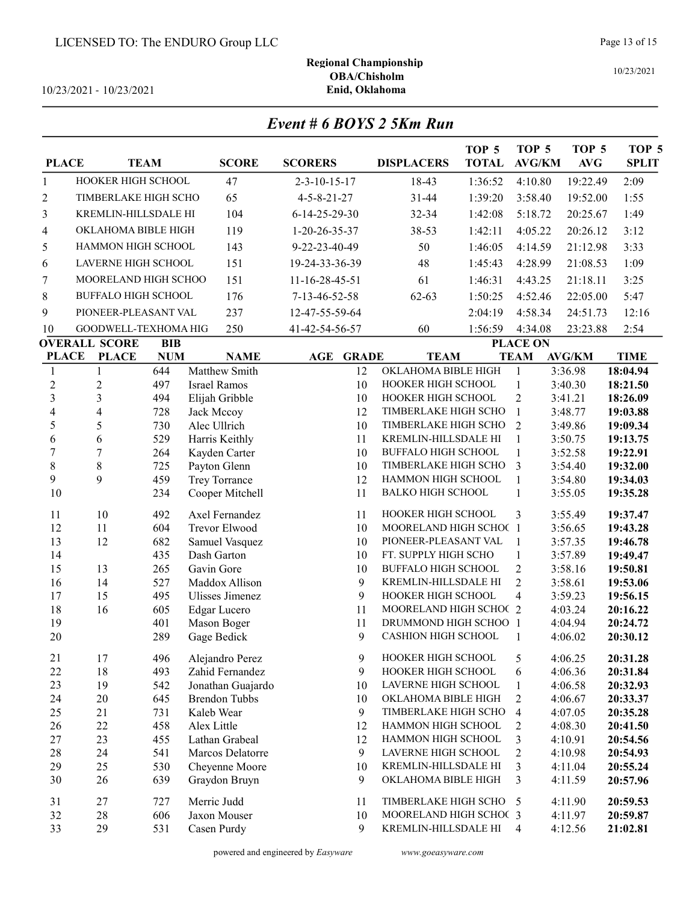LICENSED TO: The ENDURO Group LLC

10/23/2021 - 10/23/2021

**Regional Championship**
**OBA/Chisholm**
**Enid, Oklahoma**

10/23/2021

## *Event # 6 BOYS 2 5Km Run*

| PLACE | TEAM | SCORE | SCORERS | DISPLACERS | TOP 5 TOTAL | TOP 5 AVG/KM | TOP 5 AVG | TOP 5 SPLIT |
|---|---|---|---|---|---|---|---|---|
| 1 | HOOKER HIGH SCHOOL | 47 | 2-3-10-15-17 | 18-43 | 1:36:52 | 4:10.80 | 19:22.49 | 2:09 |
| 2 | TIMBERLAKE HIGH SCHO | 65 | 4-5-8-21-27 | 31-44 | 1:39:20 | 3:58.40 | 19:52.00 | 1:55 |
| 3 | KREMLIN-HILLSDALE HI | 104 | 6-14-25-29-30 | 32-34 | 1:42:08 | 5:18.72 | 20:25.67 | 1:49 |
| 4 | OKLAHOMA BIBLE HIGH | 119 | 1-20-26-35-37 | 38-53 | 1:42:11 | 4:05.22 | 20:26.12 | 3:12 |
| 5 | HAMMON HIGH SCHOOL | 143 | 9-22-23-40-49 | 50 | 1:46:05 | 4:14.59 | 21:12.98 | 3:33 |
| 6 | LAVERNE HIGH SCHOOL | 151 | 19-24-33-36-39 | 48 | 1:45:43 | 4:28.99 | 21:08.53 | 1:09 |
| 7 | MOORELAND HIGH SCHOO | 151 | 11-16-28-45-51 | 61 | 1:46:31 | 4:43.25 | 21:18.11 | 3:25 |
| 8 | BUFFALO HIGH SCHOOL | 176 | 7-13-46-52-58 | 62-63 | 1:50:25 | 4:52.46 | 22:05.00 | 5:47 |
| 9 | PIONEER-PLEASANT VAL | 237 | 12-47-55-59-64 | | 2:04:19 | 4:58.34 | 24:51.73 | 12:16 |
| 10 | GOODWELL-TEXHOMA HIG | 250 | 41-42-54-56-57 | 60 | 1:56:59 | 4:34.08 | 23:23.88 | 2:54 |

| OVERALL PLACE | SCORE PLACE | BIB NUM | NAME | AGE | GRADE | TEAM | PLACE ON TEAM | AVG/KM | TIME |
|---|---|---|---|---|---|---|---|---|---|
| 1 | 1 | 644 | Matthew Smith | | 12 | OKLAHOMA BIBLE HIGH | 1 | 3:36.98 | **18:04.94** |
| 2 | 2 | 497 | Israel Ramos | | 10 | HOOKER HIGH SCHOOL | 1 | 3:40.30 | **18:21.50** |
| 3 | 3 | 494 | Elijah Gribble | | 10 | HOOKER HIGH SCHOOL | 2 | 3:41.21 | **18:26.09** |
| 4 | 4 | 728 | Jack Mccoy | | 12 | TIMBERLAKE HIGH SCHO | 1 | 3:48.77 | **19:03.88** |
| 5 | 5 | 730 | Alec Ullrich | | 10 | TIMBERLAKE HIGH SCHO | 2 | 3:49.86 | **19:09.34** |
| 6 | 6 | 529 | Harris Keithly | | 11 | KREMLIN-HILLSDALE HI | 1 | 3:50.75 | **19:13.75** |
| 7 | 7 | 264 | Kayden Carter | | 10 | BUFFALO HIGH SCHOOL | 1 | 3:52.58 | **19:22.91** |
| 8 | 8 | 725 | Payton Glenn | | 10 | TIMBERLAKE HIGH SCHO | 3 | 3:54.40 | **19:32.00** |
| 9 | 9 | 459 | Trey Torrance | | 12 | HAMMON HIGH SCHOOL | 1 | 3:54.80 | **19:34.03** |
| 10 | | 234 | Cooper Mitchell | | 11 | BALKO HIGH SCHOOL | 1 | 3:55.05 | **19:35.28** |
| 11 | 10 | 492 | Axel Fernandez | | 11 | HOOKER HIGH SCHOOL | 3 | 3:55.49 | **19:37.47** |
| 12 | 11 | 604 | Trevor Elwood | | 10 | MOORELAND HIGH SCHOO | 1 | 3:56.65 | **19:43.28** |
| 13 | 12 | 682 | Samuel Vasquez | | 10 | PIONEER-PLEASANT VAL | 1 | 3:57.35 | **19:46.78** |
| 14 | | 435 | Dash Garton | | 10 | FT. SUPPLY HIGH SCHO | 1 | 3:57.89 | **19:49.47** |
| 15 | 13 | 265 | Gavin Gore | | 10 | BUFFALO HIGH SCHOOL | 2 | 3:58.16 | **19:50.81** |
| 16 | 14 | 527 | Maddox Allison | | 9 | KREMLIN-HILLSDALE HI | 2 | 3:58.61 | **19:53.06** |
| 17 | 15 | 495 | Ulisses Jimenez | | 9 | HOOKER HIGH SCHOOL | 4 | 3:59.23 | **19:56.15** |
| 18 | 16 | 605 | Edgar Lucero | | 11 | MOORELAND HIGH SCHOO | 2 | 4:03.24 | **20:16.22** |
| 19 | | 401 | Mason Boger | | 11 | DRUMMOND HIGH SCHOO | 1 | 4:04.94 | **20:24.72** |
| 20 | | 289 | Gage Bedick | | 9 | CASHION HIGH SCHOOL | 1 | 4:06.02 | **20:30.12** |
| 21 | 17 | 496 | Alejandro Perez | | 9 | HOOKER HIGH SCHOOL | 5 | 4:06.25 | **20:31.28** |
| 22 | 18 | 493 | Zahid Fernandez | | 9 | HOOKER HIGH SCHOOL | 6 | 4:06.36 | **20:31.84** |
| 23 | 19 | 542 | Jonathan Guajardo | | 10 | LAVERNE HIGH SCHOOL | 1 | 4:06.58 | **20:32.93** |
| 24 | 20 | 645 | Brendon Tubbs | | 10 | OKLAHOMA BIBLE HIGH | 2 | 4:06.67 | **20:33.37** |
| 25 | 21 | 731 | Kaleb Wear | | 9 | TIMBERLAKE HIGH SCHO | 4 | 4:07.05 | **20:35.28** |
| 26 | 22 | 458 | Alex Little | | 12 | HAMMON HIGH SCHOOL | 2 | 4:08.30 | **20:41.50** |
| 27 | 23 | 455 | Lathan Grabeal | | 12 | HAMMON HIGH SCHOOL | 3 | 4:10.91 | **20:54.56** |
| 28 | 24 | 541 | Marcos Delatorre | | 9 | LAVERNE HIGH SCHOOL | 2 | 4:10.98 | **20:54.93** |
| 29 | 25 | 530 | Cheyenne Moore | | 10 | KREMLIN-HILLSDALE HI | 3 | 4:11.04 | **20:55.24** |
| 30 | 26 | 639 | Graydon Bruyn | | 9 | OKLAHOMA BIBLE HIGH | 3 | 4:11.59 | **20:57.96** |
| 31 | 27 | 727 | Merric Judd | | 11 | TIMBERLAKE HIGH SCHO | 5 | 4:11.90 | **20:59.53** |
| 32 | 28 | 606 | Jaxon Mouser | | 10 | MOORELAND HIGH SCHOO | 3 | 4:11.97 | **20:59.87** |
| 33 | 29 | 531 | Casen Purdy | | 9 | KREMLIN-HILLSDALE HI | 4 | 4:12.56 | **21:02.81** |

powered and engineered by *Easyware* www.goeasyware.com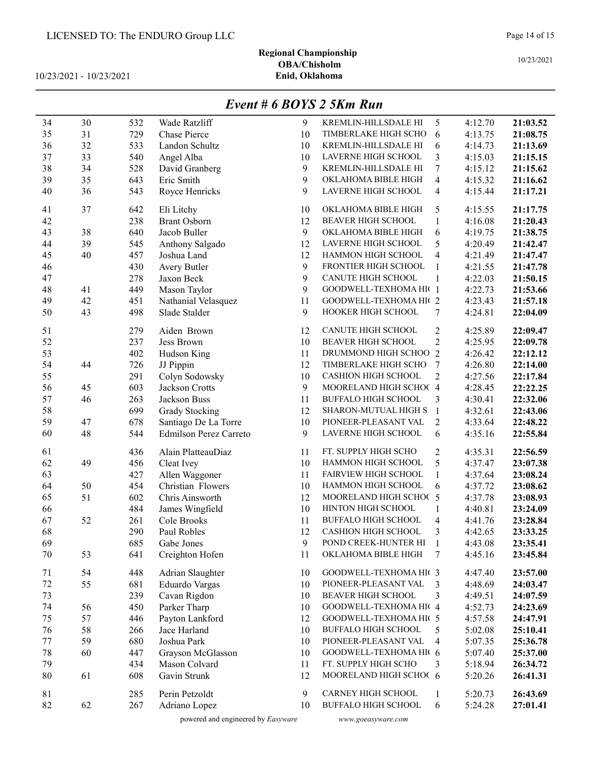LICENSED TO: The ENDURO Group LLC

**Regional Championship**
**OBA/Chisholm**
**Enid, Oklahoma**

10/23/2021 - 10/23/2021

10/23/2021

## *Event # 6 BOYS 2 5Km Run*

| | | | | | | | | |
|---|---|---|---|---|---|---|---|---|
| 34 | 30 | 532 | Wade Ratzliff | 9 | KREMLIN-HILLSDALE HI | 5 | 4:12.70 | **21:03.52** |
| 35 | 31 | 729 | Chase Pierce | 10 | TIMBERLAKE HIGH SCHO | 6 | 4:13.75 | **21:08.75** |
| 36 | 32 | 533 | Landon Schultz | 10 | KREMLIN-HILLSDALE HI | 6 | 4:14.73 | **21:13.69** |
| 37 | 33 | 540 | Angel Alba | 10 | LAVERNE HIGH SCHOOL | 3 | 4:15.03 | **21:15.15** |
| 38 | 34 | 528 | David Granberg | 9 | KREMLIN-HILLSDALE HI | 7 | 4:15.12 | **21:15.62** |
| 39 | 35 | 643 | Eric Smith | 9 | OKLAHOMA BIBLE HIGH | 4 | 4:15.32 | **21:16.62** |
| 40 | 36 | 543 | Royce Henricks | 9 | LAVERNE HIGH SCHOOL | 4 | 4:15.44 | **21:17.21** |
| 41 | 37 | 642 | Eli Litchy | 10 | OKLAHOMA BIBLE HIGH | 5 | 4:15.55 | **21:17.75** |
| 42 | | 238 | Brant Osborn | 12 | BEAVER HIGH SCHOOL | 1 | 4:16.08 | **21:20.43** |
| 43 | 38 | 640 | Jacob Buller | 9 | OKLAHOMA BIBLE HIGH | 6 | 4:19.75 | **21:38.75** |
| 44 | 39 | 545 | Anthony Salgado | 12 | LAVERNE HIGH SCHOOL | 5 | 4:20.49 | **21:42.47** |
| 45 | 40 | 457 | Joshua Land | 12 | HAMMON HIGH SCHOOL | 4 | 4:21.49 | **21:47.47** |
| 46 | | 430 | Avery Butler | 9 | FRONTIER HIGH SCHOOL | 1 | 4:21.55 | **21:47.78** |
| 47 | | 278 | Jaxon Beck | 9 | CANUTE HIGH SCHOOL | 1 | 4:22.03 | **21:50.15** |
| 48 | 41 | 449 | Mason Taylor | 9 | GOODWELL-TEXHOMA HI( | 1 | 4:22.73 | **21:53.66** |
| 49 | 42 | 451 | Nathanial Velasquez | 11 | GOODWELL-TEXHOMA HI( | 2 | 4:23.43 | **21:57.18** |
| 50 | 43 | 498 | Slade Stalder | 9 | HOOKER HIGH SCHOOL | 7 | 4:24.81 | **22:04.09** |
| 51 | | 279 | Aiden Brown | 12 | CANUTE HIGH SCHOOL | 2 | 4:25.89 | **22:09.47** |
| 52 | | 237 | Jess Brown | 10 | BEAVER HIGH SCHOOL | 2 | 4:25.95 | **22:09.78** |
| 53 | | 402 | Hudson King | 11 | DRUMMOND HIGH SCHOO | 2 | 4:26.42 | **22:12.12** |
| 54 | 44 | 726 | JJ Pippin | 12 | TIMBERLAKE HIGH SCHO | 7 | 4:26.80 | **22:14.00** |
| 55 | | 291 | Colyn Sodowsky | 10 | CASHION HIGH SCHOOL | 2 | 4:27.56 | **22:17.84** |
| 56 | 45 | 603 | Jackson Crotts | 9 | MOORELAND HIGH SCHO( | 4 | 4:28.45 | **22:22.25** |
| 57 | 46 | 263 | Jackson Buss | 11 | BUFFALO HIGH SCHOOL | 3 | 4:30.41 | **22:32.06** |
| 58 | | 699 | Grady Stocking | 12 | SHARON-MUTUAL HIGH S | 1 | 4:32.61 | **22:43.06** |
| 59 | 47 | 678 | Santiago De La Torre | 10 | PIONEER-PLEASANT VAL | 2 | 4:33.64 | **22:48.22** |
| 60 | 48 | 544 | Edmilson Perez Carreto | 9 | LAVERNE HIGH SCHOOL | 6 | 4:35.16 | **22:55.84** |
| 61 | | 436 | Alain PlatteauDiaz | 11 | FT. SUPPLY HIGH SCHO | 2 | 4:35.31 | **22:56.59** |
| 62 | 49 | 456 | Cleat Ivey | 10 | HAMMON HIGH SCHOOL | 5 | 4:37.47 | **23:07.38** |
| 63 | | 427 | Allen Waggoner | 11 | FAIRVIEW HIGH SCHOOL | 1 | 4:37.64 | **23:08.24** |
| 64 | 50 | 454 | Christian Flowers | 10 | HAMMON HIGH SCHOOL | 6 | 4:37.72 | **23:08.62** |
| 65 | 51 | 602 | Chris Ainsworth | 12 | MOORELAND HIGH SCHO( | 5 | 4:37.78 | **23:08.93** |
| 66 | | 484 | James Wingfield | 10 | HINTON HIGH SCHOOL | 1 | 4:40.81 | **23:24.09** |
| 67 | 52 | 261 | Cole Brooks | 11 | BUFFALO HIGH SCHOOL | 4 | 4:41.76 | **23:28.84** |
| 68 | | 290 | Paul Robles | 12 | CASHION HIGH SCHOOL | 3 | 4:42.65 | **23:33.25** |
| 69 | | 685 | Gabe Jones | 9 | POND CREEK-HUNTER HI | 1 | 4:43.08 | **23:35.41** |
| 70 | 53 | 641 | Creighton Hofen | 11 | OKLAHOMA BIBLE HIGH | 7 | 4:45.16 | **23:45.84** |
| 71 | 54 | 448 | Adrian Slaughter | 10 | GOODWELL-TEXHOMA HI( | 3 | 4:47.40 | **23:57.00** |
| 72 | 55 | 681 | Eduardo Vargas | 10 | PIONEER-PLEASANT VAL | 3 | 4:48.69 | **24:03.47** |
| 73 | | 239 | Cavan Rigdon | 10 | BEAVER HIGH SCHOOL | 3 | 4:49.51 | **24:07.59** |
| 74 | 56 | 450 | Parker Tharp | 10 | GOODWELL-TEXHOMA HI( | 4 | 4:52.73 | **24:23.69** |
| 75 | 57 | 446 | Payton Lankford | 12 | GOODWELL-TEXHOMA HI( | 5 | 4:57.58 | **24:47.91** |
| 76 | 58 | 266 | Jace Harland | 10 | BUFFALO HIGH SCHOOL | 5 | 5:02.08 | **25:10.41** |
| 77 | 59 | 680 | Joshua Park | 10 | PIONEER-PLEASANT VAL | 4 | 5:07.35 | **25:36.78** |
| 78 | 60 | 447 | Grayson McGlasson | 10 | GOODWELL-TEXHOMA HI( | 6 | 5:07.40 | **25:37.00** |
| 79 | | 434 | Mason Colvard | 11 | FT. SUPPLY HIGH SCHO | 3 | 5:18.94 | **26:34.72** |
| 80 | 61 | 608 | Gavin Strunk | 12 | MOORELAND HIGH SCHO( | 6 | 5:20.26 | **26:41.31** |
| 81 | | 285 | Perin Petzoldt | 9 | CARNEY HIGH SCHOOL | 1 | 5:20.73 | **26:43.69** |
| 82 | 62 | 267 | Adriano Lopez | 10 | BUFFALO HIGH SCHOOL | 6 | 5:24.28 | **27:01.41** |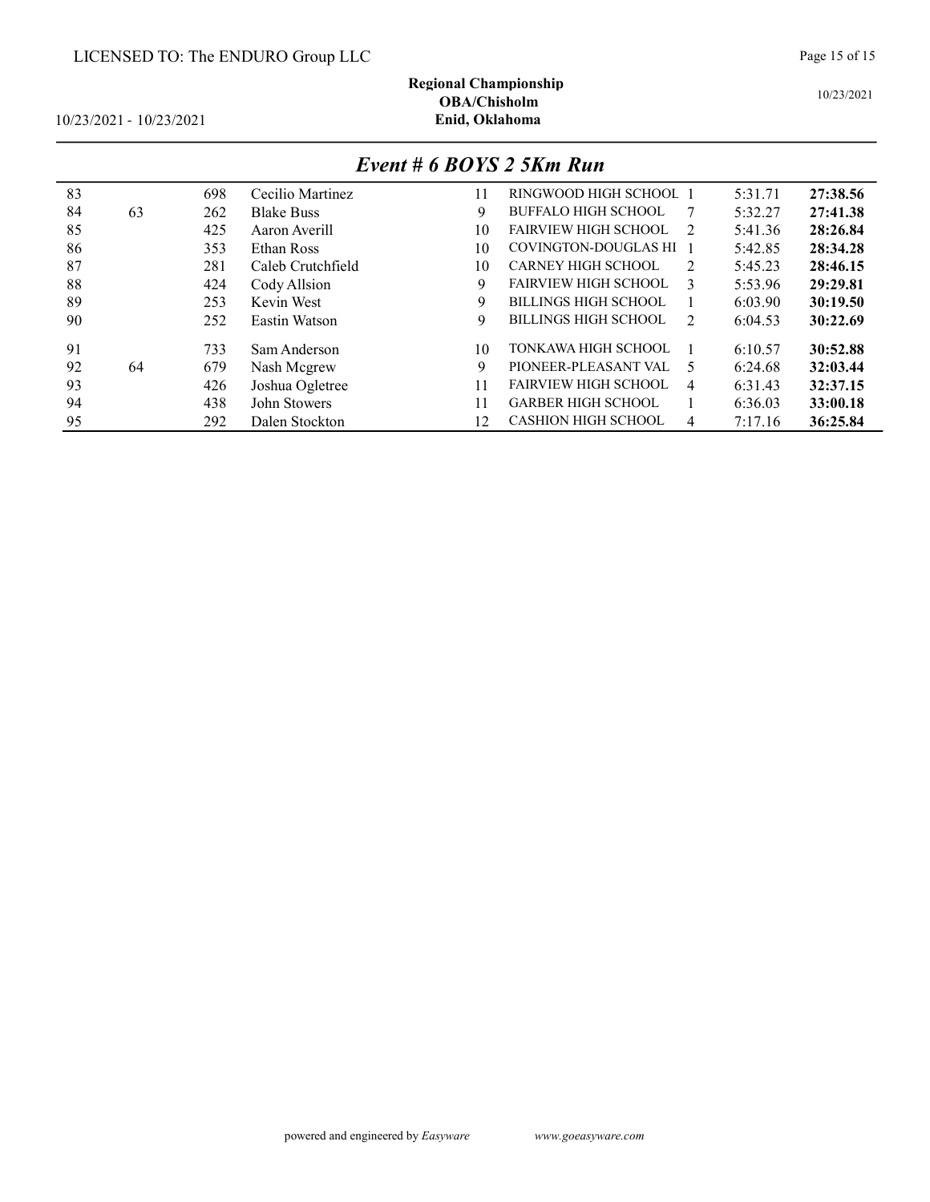LICENSED TO: The ENDURO Group LLC

**Regional Championship**
**OBA/Chisholm**
**Enid, Oklahoma**

10/23/2021 - 10/23/2021

10/23/2021

## *Event # 6 BOYS 2 5Km Run*

| | | | | | | | | |
|---|---|---|---|---|---|---|---|---|
| 83 | | 698 | Cecilio Martinez | 11 | RINGWOOD HIGH SCHOOL | 1 | 5:31.71 | **27:38.56** |
| 84 | 63 | 262 | Blake Buss | 9 | BUFFALO HIGH SCHOOL | 7 | 5:32.27 | **27:41.38** |
| 85 | | 425 | Aaron Averill | 10 | FAIRVIEW HIGH SCHOOL | 2 | 5:41.36 | **28:26.84** |
| 86 | | 353 | Ethan Ross | 10 | COVINGTON-DOUGLAS HI | 1 | 5:42.85 | **28:34.28** |
| 87 | | 281 | Caleb Crutchfield | 10 | CARNEY HIGH SCHOOL | 2 | 5:45.23 | **28:46.15** |
| 88 | | 424 | Cody Allsion | 9 | FAIRVIEW HIGH SCHOOL | 3 | 5:53.96 | **29:29.81** |
| 89 | | 253 | Kevin West | 9 | BILLINGS HIGH SCHOOL | 1 | 6:03.90 | **30:19.50** |
| 90 | | 252 | Eastin Watson | 9 | BILLINGS HIGH SCHOOL | 2 | 6:04.53 | **30:22.69** |
| 91 | | 733 | Sam Anderson | 10 | TONKAWA HIGH SCHOOL | 1 | 6:10.57 | **30:52.88** |
| 92 | 64 | 679 | Nash Mcgrew | 9 | PIONEER-PLEASANT VAL | 5 | 6:24.68 | **32:03.44** |
| 93 | | 426 | Joshua Ogletree | 11 | FAIRVIEW HIGH SCHOOL | 4 | 6:31.43 | **32:37.15** |
| 94 | | 438 | John Stowers | 11 | GARBER HIGH SCHOOL | 1 | 6:36.03 | **33:00.18** |
| 95 | | 292 | Dalen Stockton | 12 | CASHION HIGH SCHOOL | 4 | 7:17.16 | **36:25.84** |

powered and engineered by *Easyware* www.goeasyware.com